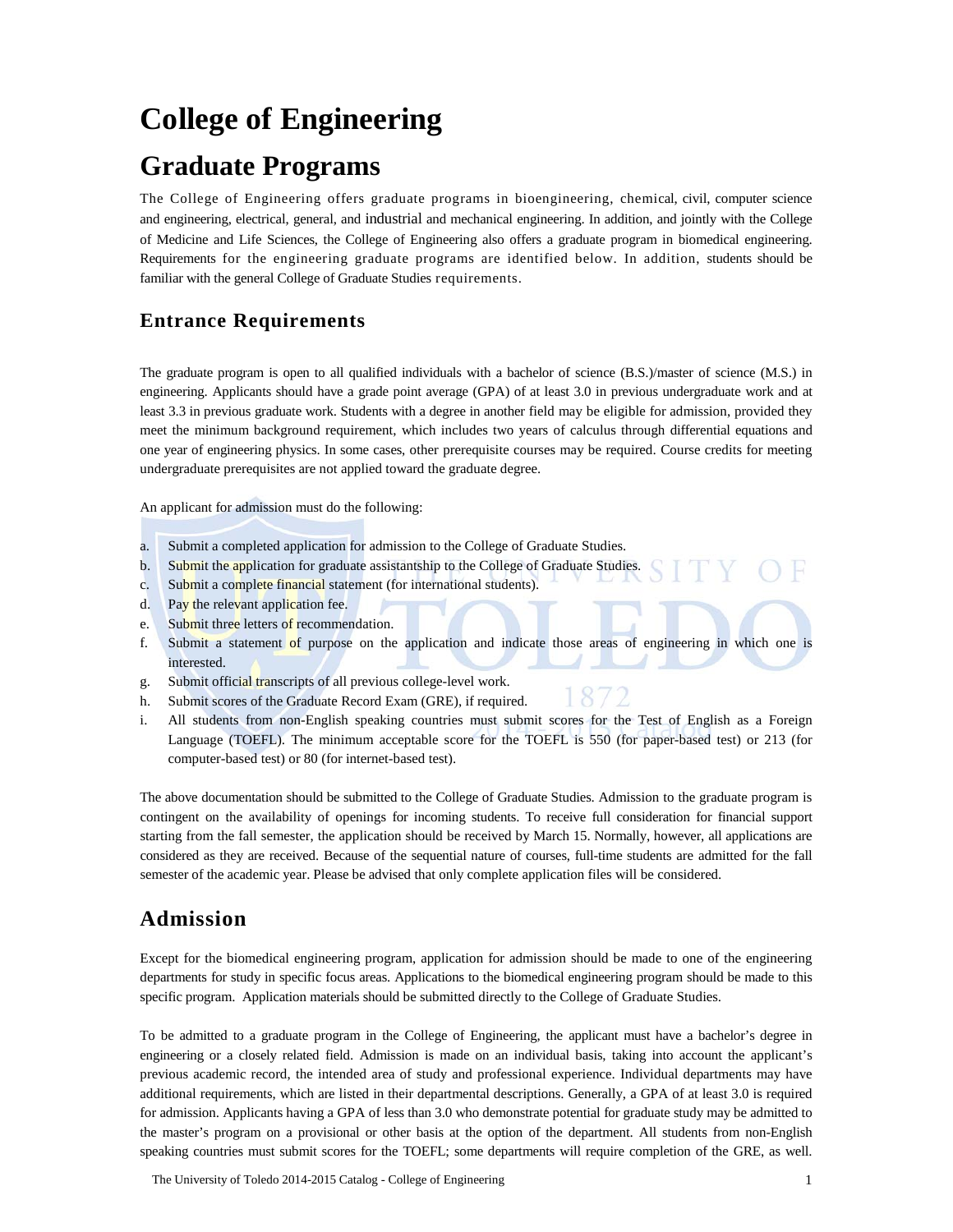# College of Engineering

# Graduate Programs

The College of Engineering offers graduate programs in bioengineering, chemical, civil, computer science and engineering, electrical, general, and industrial and mechanical engineering. In addition, and jointly with the College of Medicine and Life Sciences, the College of Engineering also offers a graduate program in biomedical engineering. Requirements for the engineering graduate programs are identified below. In addition, students should be familiar with the general College of Graduate Studies requirements.

## Entrance Requirements

The graduate program is open to all qualified individuals with a bachelor of science (B.S.)/master of science (M.S.) in engineering. Applicants should have a grade point average (GPA) of at least 3.0 in previous undergraduate work and at least 3.3 in previous graduate work. Students with a degree in another field may be eligible for admission, provided they meet the minimum background requirement, which includes two years of calculus through differential equations and one year of engineering physics. In some cases, other prerequisite courses may be required. Course credits for meeting undergraduate prerequisites are not applied toward the graduate degree.

An applicant for admission must do the following:

a. Submit a completed application for admission to the College of Graduate Studies.
b. Submit the application for graduate assistantship to the College of Graduate Studies.
c. Submit a complete financial statement (for international students).
d. Pay the relevant application fee.
e. Submit three letters of recommendation.
f. Submit a statement of purpose on the application and indicate those areas of engineering in which one is interested.
g. Submit official transcripts of all previous college-level work.
h. Submit scores of the Graduate Record Exam (GRE), if required.
i. All students from non-English speaking countries must submit scores for the Test of English as a Foreign Language (TOEFL). The minimum acceptable score for the TOEFL is 550 (for paper-based test) or 213 (for computer-based test) or 80 (for internet-based test).

The above documentation should be submitted to the College of Graduate Studies. Admission to the graduate program is contingent on the availability of openings for incoming students. To receive full consideration for financial support starting from the fall semester, the application should be received by March 15. Normally, however, all applications are considered as they are received. Because of the sequential nature of courses, full-time students are admitted for the fall semester of the academic year. Please be advised that only complete application files will be considered.

## Admission

Except for the biomedical engineering program, application for admission should be made to one of the engineering departments for study in specific focus areas. Applications to the biomedical engineering program should be made to this specific program. Application materials should be submitted directly to the College of Graduate Studies.

To be admitted to a graduate program in the College of Engineering, the applicant must have a bachelor's degree in engineering or a closely related field. Admission is made on an individual basis, taking into account the applicant's previous academic record, the intended area of study and professional experience. Individual departments may have additional requirements, which are listed in their departmental descriptions. Generally, a GPA of at least 3.0 is required for admission. Applicants having a GPA of less than 3.0 who demonstrate potential for graduate study may be admitted to the master's program on a provisional or other basis at the option of the department. All students from non-English speaking countries must submit scores for the TOEFL; some departments will require completion of the GRE, as well.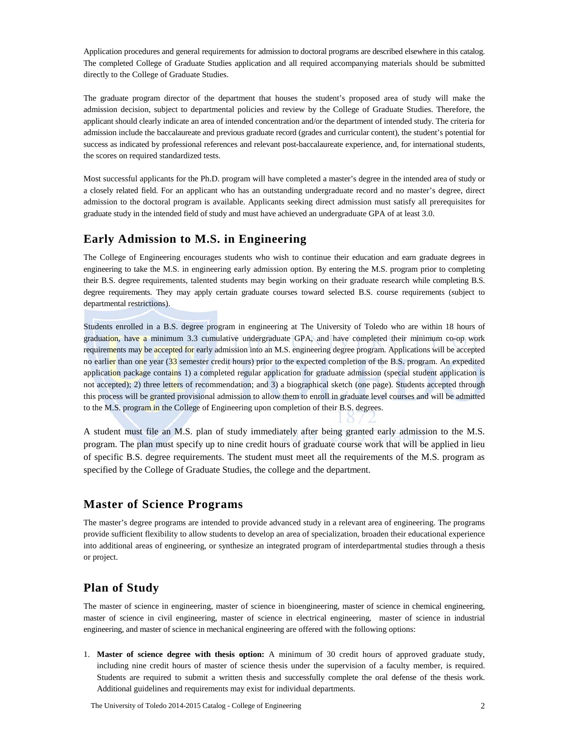Application procedures and general requirements for admission to doctoral programs are described elsewhere in this catalog. The completed College of Graduate Studies application and all required accompanying materials should be submitted directly to the College of Graduate Studies.

The graduate program director of the department that houses the student's proposed area of study will make the admission decision, subject to departmental policies and review by the College of Graduate Studies. Therefore, the applicant should clearly indicate an area of intended concentration and/or the department of intended study. The criteria for admission include the baccalaureate and previous graduate record (grades and curricular content), the student's potential for success as indicated by professional references and relevant post-baccalaureate experience, and, for international students, the scores on required standardized tests.

Most successful applicants for the Ph.D. program will have completed a master's degree in the intended area of study or a closely related field. For an applicant who has an outstanding undergraduate record and no master's degree, direct admission to the doctoral program is available. Applicants seeking direct admission must satisfy all prerequisites for graduate study in the intended field of study and must have achieved an undergraduate GPA of at least 3.0.

## Early Admission to M.S. in Engineering

The College of Engineering encourages students who wish to continue their education and earn graduate degrees in engineering to take the M.S. in engineering early admission option. By entering the M.S. program prior to completing their B.S. degree requirements, talented students may begin working on their graduate research while completing B.S. degree requirements. They may apply certain graduate courses toward selected B.S. course requirements (subject to departmental restrictions).

Students enrolled in a B.S. degree program in engineering at The University of Toledo who are within 18 hours of graduation, have a minimum 3.3 cumulative undergraduate GPA, and have completed their minimum co-op work requirements may be accepted for early admission into an M.S. engineering degree program. Applications will be accepted no earlier than one year (33 semester credit hours) prior to the expected completion of the B.S. program. An expedited application package contains 1) a completed regular application for graduate admission (special student application is not accepted); 2) three letters of recommendation; and 3) a biographical sketch (one page). Students accepted through this process will be granted provisional admission to allow them to enroll in graduate level courses and will be admitted to the M.S. program in the College of Engineering upon completion of their B.S. degrees.

A student must file an M.S. plan of study immediately after being granted early admission to the M.S. program. The plan must specify up to nine credit hours of graduate course work that will be applied in lieu of specific B.S. degree requirements. The student must meet all the requirements of the M.S. program as specified by the College of Graduate Studies, the college and the department.

## Master of Science Programs

The master's degree programs are intended to provide advanced study in a relevant area of engineering. The programs provide sufficient flexibility to allow students to develop an area of specialization, broaden their educational experience into additional areas of engineering, or synthesize an integrated program of interdepartmental studies through a thesis or project.

## Plan of Study

The master of science in engineering, master of science in bioengineering, master of science in chemical engineering, master of science in civil engineering, master of science in electrical engineering, master of science in industrial engineering, and master of science in mechanical engineering are offered with the following options:

1. **Master of science degree with thesis option:** A minimum of 30 credit hours of approved graduate study, including nine credit hours of master of science thesis under the supervision of a faculty member, is required. Students are required to submit a written thesis and successfully complete the oral defense of the thesis work. Additional guidelines and requirements may exist for individual departments.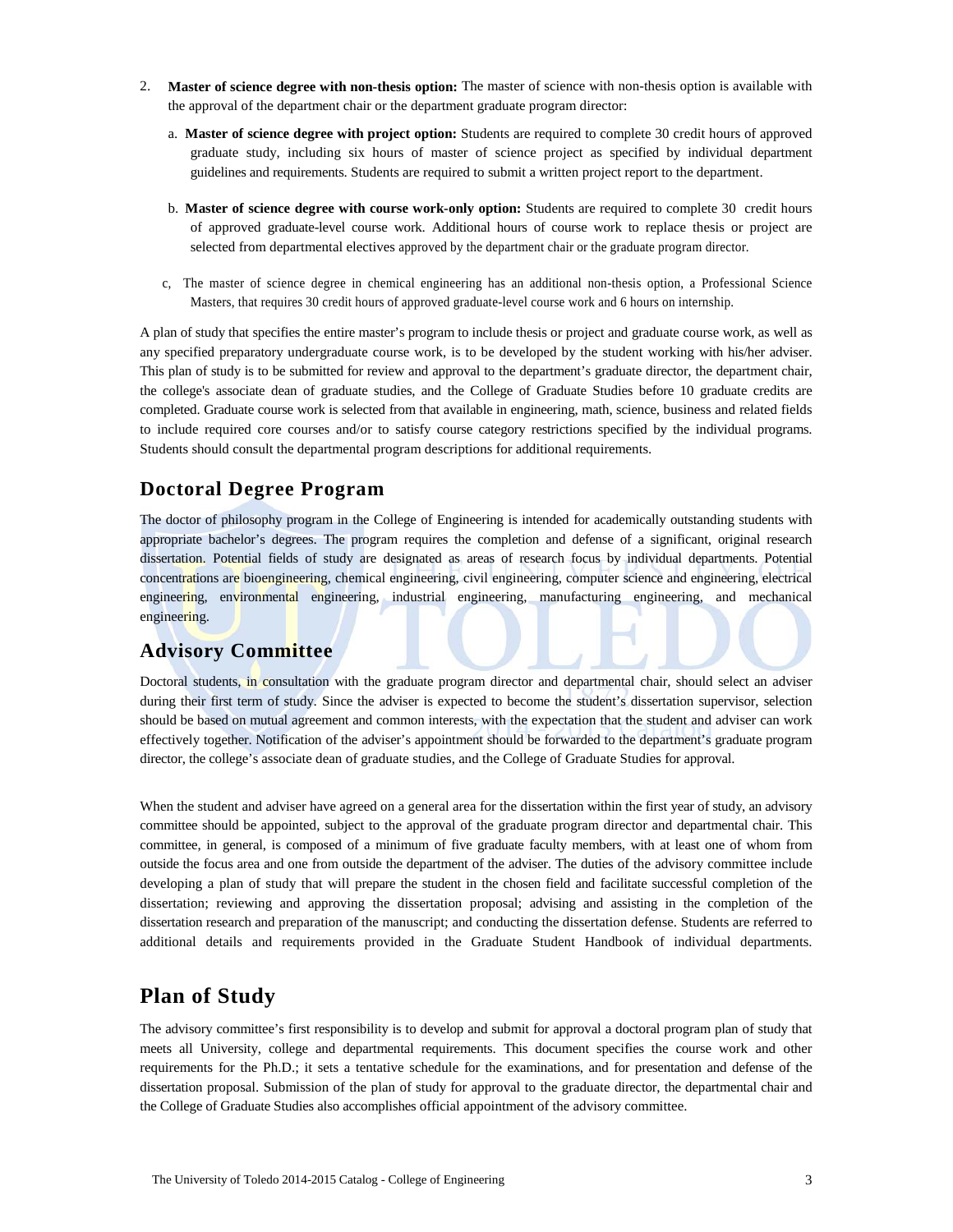2. **Master of science degree with non-thesis option:** The master of science with non-thesis option is available with the approval of the department chair or the department graduate program director:

   a. **Master of science degree with project option:** Students are required to complete 30 credit hours of approved graduate study, including six hours of master of science project as specified by individual department guidelines and requirements. Students are required to submit a written project report to the department.

   b. **Master of science degree with course work-only option:** Students are required to complete 30 credit hours of approved graduate-level course work. Additional hours of course work to replace thesis or project are selected from departmental electives approved by the department chair or the graduate program director.

   c, The master of science degree in chemical engineering has an additional non-thesis option, a Professional Science Masters, that requires 30 credit hours of approved graduate-level course work and 6 hours on internship.

A plan of study that specifies the entire master's program to include thesis or project and graduate course work, as well as any specified preparatory undergraduate course work, is to be developed by the student working with his/her adviser. This plan of study is to be submitted for review and approval to the department's graduate director, the department chair, the college's associate dean of graduate studies, and the College of Graduate Studies before 10 graduate credits are completed. Graduate course work is selected from that available in engineering, math, science, business and related fields to include required core courses and/or to satisfy course category restrictions specified by the individual programs. Students should consult the departmental program descriptions for additional requirements.

## Doctoral Degree Program

The doctor of philosophy program in the College of Engineering is intended for academically outstanding students with appropriate bachelor's degrees. The program requires the completion and defense of a significant, original research dissertation. Potential fields of study are designated as areas of research focus by individual departments. Potential concentrations are bioengineering, chemical engineering, civil engineering, computer science and engineering, electrical engineering, environmental engineering, industrial engineering, manufacturing engineering, and mechanical engineering.

## Advisory Committee

Doctoral students, in consultation with the graduate program director and departmental chair, should select an adviser during their first term of study. Since the adviser is expected to become the student's dissertation supervisor, selection should be based on mutual agreement and common interests, with the expectation that the student and adviser can work effectively together. Notification of the adviser's appointment should be forwarded to the department's graduate program director, the college's associate dean of graduate studies, and the College of Graduate Studies for approval.

When the student and adviser have agreed on a general area for the dissertation within the first year of study, an advisory committee should be appointed, subject to the approval of the graduate program director and departmental chair. This committee, in general, is composed of a minimum of five graduate faculty members, with at least one of whom from outside the focus area and one from outside the department of the adviser. The duties of the advisory committee include developing a plan of study that will prepare the student in the chosen field and facilitate successful completion of the dissertation; reviewing and approving the dissertation proposal; advising and assisting in the completion of the dissertation research and preparation of the manuscript; and conducting the dissertation defense. Students are referred to additional details and requirements provided in the Graduate Student Handbook of individual departments.

## Plan of Study

The advisory committee's first responsibility is to develop and submit for approval a doctoral program plan of study that meets all University, college and departmental requirements. This document specifies the course work and other requirements for the Ph.D.; it sets a tentative schedule for the examinations, and for presentation and defense of the dissertation proposal. Submission of the plan of study for approval to the graduate director, the departmental chair and the College of Graduate Studies also accomplishes official appointment of the advisory committee.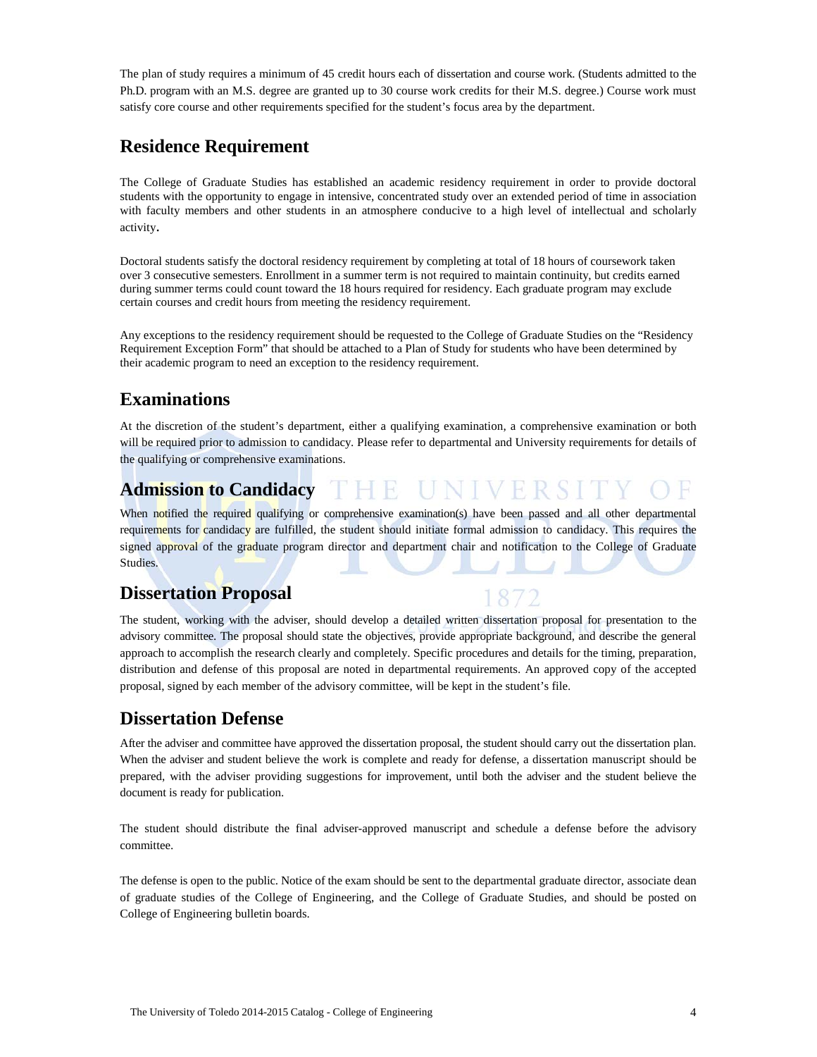The plan of study requires a minimum of 45 credit hours each of dissertation and course work. (Students admitted to the Ph.D. program with an M.S. degree are granted up to 30 course work credits for their M.S. degree.) Course work must satisfy core course and other requirements specified for the student's focus area by the department.

## Residence Requirement

The College of Graduate Studies has established an academic residency requirement in order to provide doctoral students with the opportunity to engage in intensive, concentrated study over an extended period of time in association with faculty members and other students in an atmosphere conducive to a high level of intellectual and scholarly activity.

Doctoral students satisfy the doctoral residency requirement by completing at total of 18 hours of coursework taken over 3 consecutive semesters. Enrollment in a summer term is not required to maintain continuity, but credits earned during summer terms could count toward the 18 hours required for residency. Each graduate program may exclude certain courses and credit hours from meeting the residency requirement.

Any exceptions to the residency requirement should be requested to the College of Graduate Studies on the "Residency Requirement Exception Form" that should be attached to a Plan of Study for students who have been determined by their academic program to need an exception to the residency requirement.

## Examinations

At the discretion of the student's department, either a qualifying examination, a comprehensive examination or both will be required prior to admission to candidacy. Please refer to departmental and University requirements for details of the qualifying or comprehensive examinations.

## Admission to Candidacy

When notified the required qualifying or comprehensive examination(s) have been passed and all other departmental requirements for candidacy are fulfilled, the student should initiate formal admission to candidacy. This requires the signed approval of the graduate program director and department chair and notification to the College of Graduate Studies.

## Dissertation Proposal

The student, working with the adviser, should develop a detailed written dissertation proposal for presentation to the advisory committee. The proposal should state the objectives, provide appropriate background, and describe the general approach to accomplish the research clearly and completely. Specific procedures and details for the timing, preparation, distribution and defense of this proposal are noted in departmental requirements. An approved copy of the accepted proposal, signed by each member of the advisory committee, will be kept in the student's file.

## Dissertation Defense

After the adviser and committee have approved the dissertation proposal, the student should carry out the dissertation plan. When the adviser and student believe the work is complete and ready for defense, a dissertation manuscript should be prepared, with the adviser providing suggestions for improvement, until both the adviser and the student believe the document is ready for publication.

The student should distribute the final adviser-approved manuscript and schedule a defense before the advisory committee.

The defense is open to the public. Notice of the exam should be sent to the departmental graduate director, associate dean of graduate studies of the College of Engineering, and the College of Graduate Studies, and should be posted on College of Engineering bulletin boards.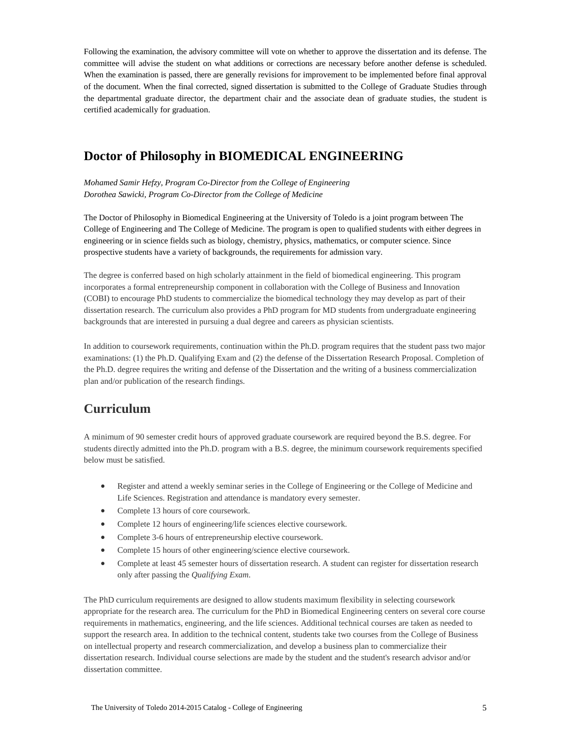Following the examination, the advisory committee will vote on whether to approve the dissertation and its defense. The committee will advise the student on what additions or corrections are necessary before another defense is scheduled. When the examination is passed, there are generally revisions for improvement to be implemented before final approval of the document. When the final corrected, signed dissertation is submitted to the College of Graduate Studies through the departmental graduate director, the department chair and the associate dean of graduate studies, the student is certified academically for graduation.

## Doctor of Philosophy in BIOMEDICAL ENGINEERING

*Mohamed Samir Hefzy, Program Co-Director from the College of Engineering*
*Dorothea Sawicki, Program Co-Director from the College of Medicine*

The Doctor of Philosophy in Biomedical Engineering at the University of Toledo is a joint program between The College of Engineering and The College of Medicine. The program is open to qualified students with either degrees in engineering or in science fields such as biology, chemistry, physics, mathematics, or computer science. Since prospective students have a variety of backgrounds, the requirements for admission vary.

The degree is conferred based on high scholarly attainment in the field of biomedical engineering. This program incorporates a formal entrepreneurship component in collaboration with the College of Business and Innovation (COBI) to encourage PhD students to commercialize the biomedical technology they may develop as part of their dissertation research. The curriculum also provides a PhD program for MD students from undergraduate engineering backgrounds that are interested in pursuing a dual degree and careers as physician scientists.

In addition to coursework requirements, continuation within the Ph.D. program requires that the student pass two major examinations: (1) the Ph.D. Qualifying Exam and (2) the defense of the Dissertation Research Proposal. Completion of the Ph.D. degree requires the writing and defense of the Dissertation and the writing of a business commercialization plan and/or publication of the research findings.

## Curriculum

A minimum of 90 semester credit hours of approved graduate coursework are required beyond the B.S. degree. For students directly admitted into the Ph.D. program with a B.S. degree, the minimum coursework requirements specified below must be satisfied.

- Register and attend a weekly seminar series in the College of Engineering or the College of Medicine and Life Sciences. Registration and attendance is mandatory every semester.
- Complete 13 hours of core coursework.
- Complete 12 hours of engineering/life sciences elective coursework.
- Complete 3-6 hours of entrepreneurship elective coursework.
- Complete 15 hours of other engineering/science elective coursework.
- Complete at least 45 semester hours of dissertation research. A student can register for dissertation research only after passing the *Qualifying Exam*.

The PhD curriculum requirements are designed to allow students maximum flexibility in selecting coursework appropriate for the research area. The curriculum for the PhD in Biomedical Engineering centers on several core course requirements in mathematics, engineering, and the life sciences. Additional technical courses are taken as needed to support the research area. In addition to the technical content, students take two courses from the College of Business on intellectual property and research commercialization, and develop a business plan to commercialize their dissertation research. Individual course selections are made by the student and the student's research advisor and/or dissertation committee.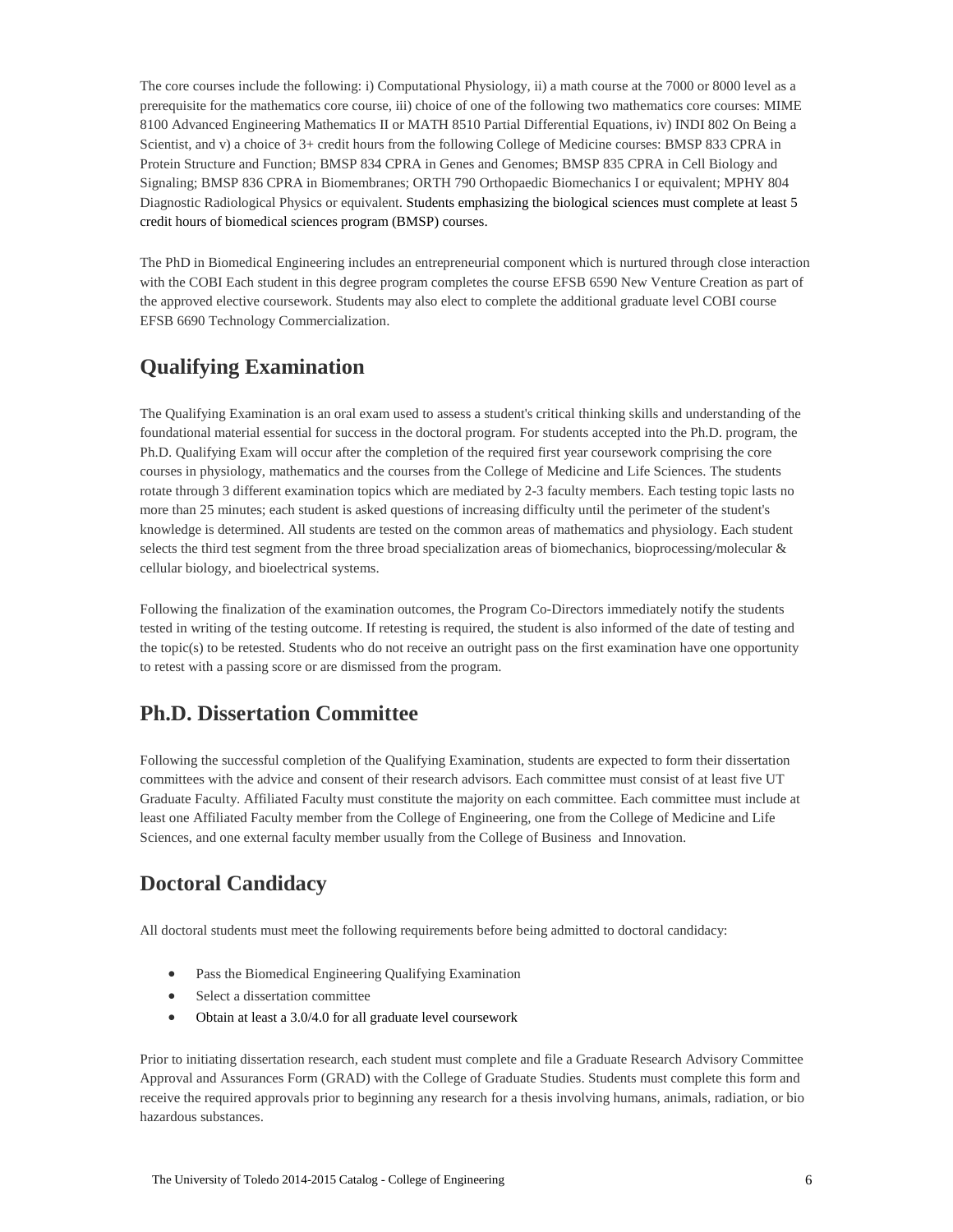The core courses include the following: i) Computational Physiology, ii) a math course at the 7000 or 8000 level as a prerequisite for the mathematics core course, iii) choice of one of the following two mathematics core courses: MIME 8100 Advanced Engineering Mathematics II or MATH 8510 Partial Differential Equations, iv) INDI 802 On Being a Scientist, and v) a choice of 3+ credit hours from the following College of Medicine courses: BMSP 833 CPRA in Protein Structure and Function; BMSP 834 CPRA in Genes and Genomes; BMSP 835 CPRA in Cell Biology and Signaling; BMSP 836 CPRA in Biomembranes; ORTH 790 Orthopaedic Biomechanics I or equivalent; MPHY 804 Diagnostic Radiological Physics or equivalent. Students emphasizing the biological sciences must complete at least 5 credit hours of biomedical sciences program (BMSP) courses.

The PhD in Biomedical Engineering includes an entrepreneurial component which is nurtured through close interaction with the COBI Each student in this degree program completes the course EFSB 6590 New Venture Creation as part of the approved elective coursework. Students may also elect to complete the additional graduate level COBI course EFSB 6690 Technology Commercialization.

## Qualifying Examination

The Qualifying Examination is an oral exam used to assess a student's critical thinking skills and understanding of the foundational material essential for success in the doctoral program. For students accepted into the Ph.D. program, the Ph.D. Qualifying Exam will occur after the completion of the required first year coursework comprising the core courses in physiology, mathematics and the courses from the College of Medicine and Life Sciences. The students rotate through 3 different examination topics which are mediated by 2-3 faculty members. Each testing topic lasts no more than 25 minutes; each student is asked questions of increasing difficulty until the perimeter of the student's knowledge is determined. All students are tested on the common areas of mathematics and physiology. Each student selects the third test segment from the three broad specialization areas of biomechanics, bioprocessing/molecular & cellular biology, and bioelectrical systems.

Following the finalization of the examination outcomes, the Program Co-Directors immediately notify the students tested in writing of the testing outcome. If retesting is required, the student is also informed of the date of testing and the topic(s) to be retested. Students who do not receive an outright pass on the first examination have one opportunity to retest with a passing score or are dismissed from the program.

## Ph.D. Dissertation Committee

Following the successful completion of the Qualifying Examination, students are expected to form their dissertation committees with the advice and consent of their research advisors. Each committee must consist of at least five UT Graduate Faculty. Affiliated Faculty must constitute the majority on each committee. Each committee must include at least one Affiliated Faculty member from the College of Engineering, one from the College of Medicine and Life Sciences, and one external faculty member usually from the College of Business and Innovation.

## Doctoral Candidacy

All doctoral students must meet the following requirements before being admitted to doctoral candidacy:

- Pass the Biomedical Engineering Qualifying Examination
- Select a dissertation committee
- Obtain at least a 3.0/4.0 for all graduate level coursework

Prior to initiating dissertation research, each student must complete and file a Graduate Research Advisory Committee Approval and Assurances Form (GRAD) with the College of Graduate Studies. Students must complete this form and receive the required approvals prior to beginning any research for a thesis involving humans, animals, radiation, or bio hazardous substances.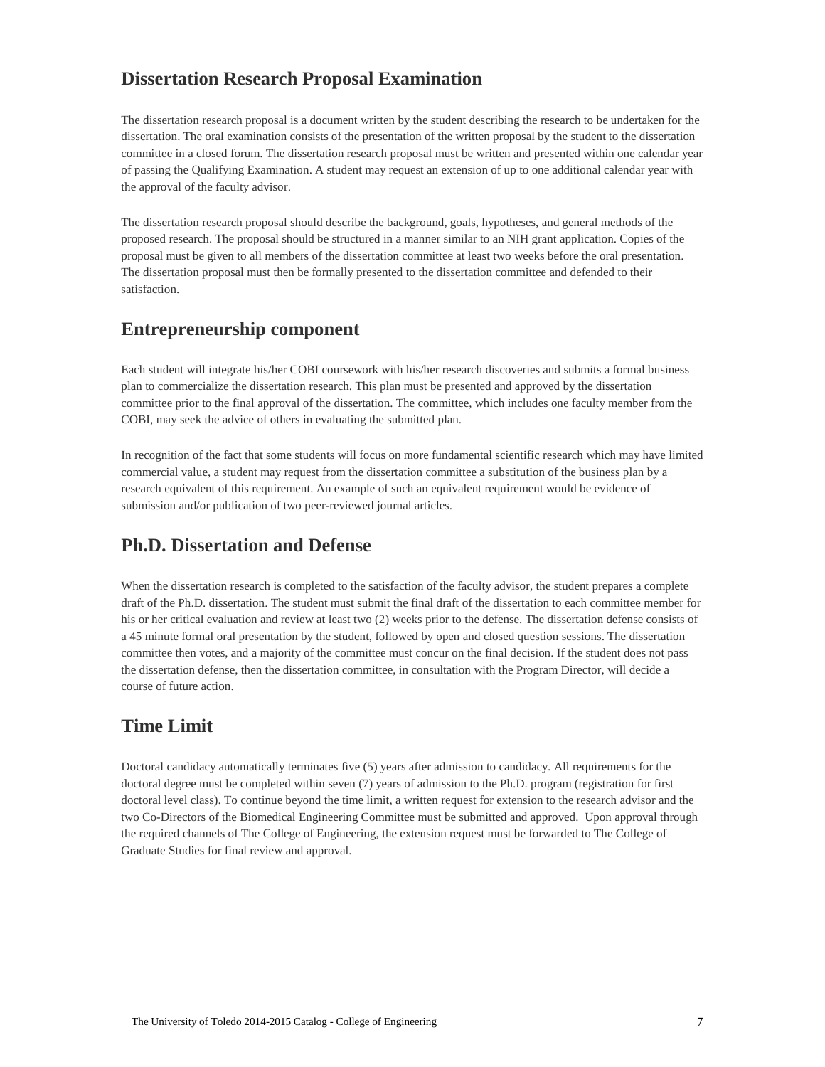## Dissertation Research Proposal Examination

The dissertation research proposal is a document written by the student describing the research to be undertaken for the dissertation. The oral examination consists of the presentation of the written proposal by the student to the dissertation committee in a closed forum. The dissertation research proposal must be written and presented within one calendar year of passing the Qualifying Examination. A student may request an extension of up to one additional calendar year with the approval of the faculty advisor.

The dissertation research proposal should describe the background, goals, hypotheses, and general methods of the proposed research. The proposal should be structured in a manner similar to an NIH grant application. Copies of the proposal must be given to all members of the dissertation committee at least two weeks before the oral presentation. The dissertation proposal must then be formally presented to the dissertation committee and defended to their satisfaction.

## Entrepreneurship component

Each student will integrate his/her COBI coursework with his/her research discoveries and submits a formal business plan to commercialize the dissertation research. This plan must be presented and approved by the dissertation committee prior to the final approval of the dissertation. The committee, which includes one faculty member from the COBI, may seek the advice of others in evaluating the submitted plan.

In recognition of the fact that some students will focus on more fundamental scientific research which may have limited commercial value, a student may request from the dissertation committee a substitution of the business plan by a research equivalent of this requirement. An example of such an equivalent requirement would be evidence of submission and/or publication of two peer-reviewed journal articles.

## Ph.D. Dissertation and Defense

When the dissertation research is completed to the satisfaction of the faculty advisor, the student prepares a complete draft of the Ph.D. dissertation. The student must submit the final draft of the dissertation to each committee member for his or her critical evaluation and review at least two (2) weeks prior to the defense. The dissertation defense consists of a 45 minute formal oral presentation by the student, followed by open and closed question sessions. The dissertation committee then votes, and a majority of the committee must concur on the final decision. If the student does not pass the dissertation defense, then the dissertation committee, in consultation with the Program Director, will decide a course of future action.

## Time Limit

Doctoral candidacy automatically terminates five (5) years after admission to candidacy. All requirements for the doctoral degree must be completed within seven (7) years of admission to the Ph.D. program (registration for first doctoral level class). To continue beyond the time limit, a written request for extension to the research advisor and the two Co-Directors of the Biomedical Engineering Committee must be submitted and approved. Upon approval through the required channels of The College of Engineering, the extension request must be forwarded to The College of Graduate Studies for final review and approval.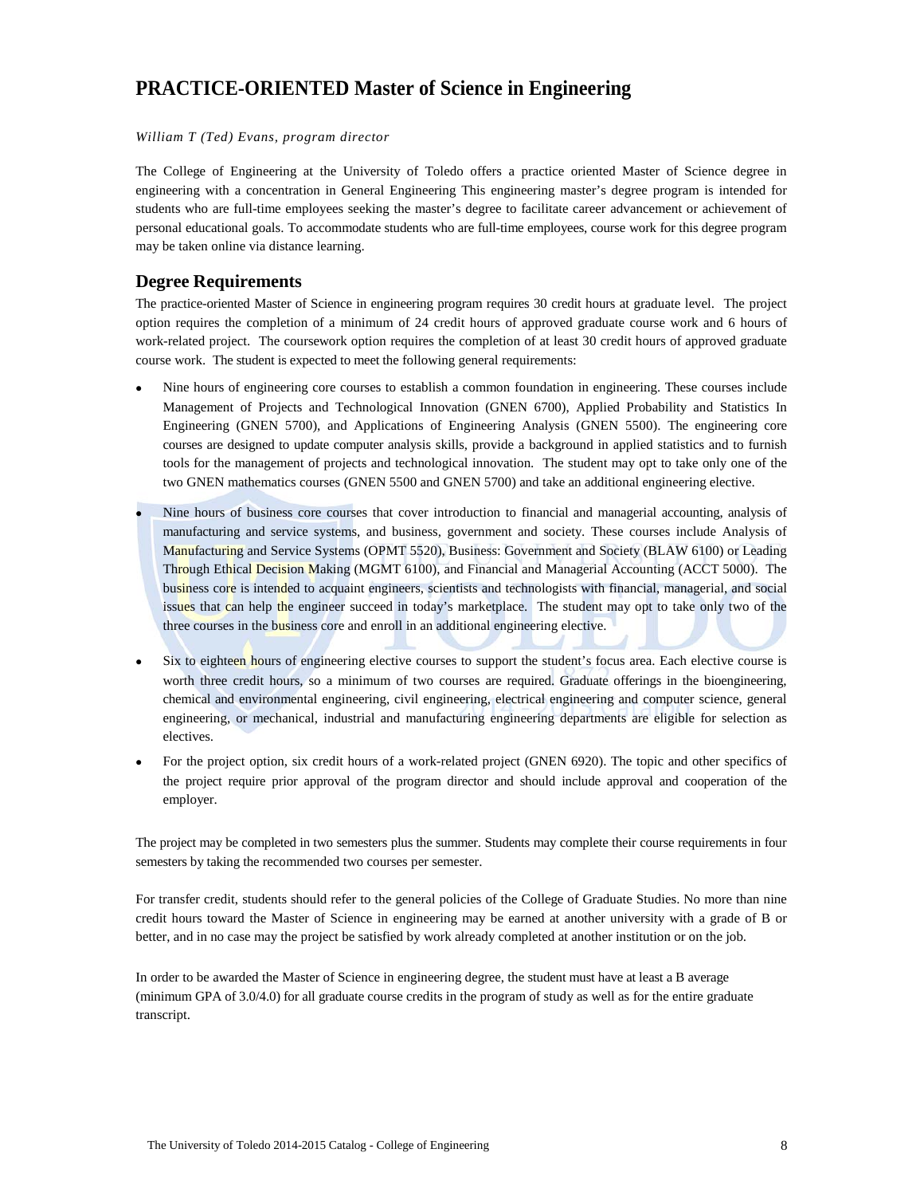# PRACTICE-ORIENTED Master of Science in Engineering

*William T (Ted) Evans, program director*

The College of Engineering at the University of Toledo offers a practice oriented Master of Science degree in engineering with a concentration in General Engineering This engineering master's degree program is intended for students who are full-time employees seeking the master's degree to facilitate career advancement or achievement of personal educational goals. To accommodate students who are full-time employees, course work for this degree program may be taken online via distance learning.

## Degree Requirements

The practice-oriented Master of Science in engineering program requires 30 credit hours at graduate level. The project option requires the completion of a minimum of 24 credit hours of approved graduate course work and 6 hours of work-related project. The coursework option requires the completion of at least 30 credit hours of approved graduate course work. The student is expected to meet the following general requirements:

- Nine hours of engineering core courses to establish a common foundation in engineering. These courses include Management of Projects and Technological Innovation (GNEN 6700), Applied Probability and Statistics In Engineering (GNEN 5700), and Applications of Engineering Analysis (GNEN 5500). The engineering core courses are designed to update computer analysis skills, provide a background in applied statistics and to furnish tools for the management of projects and technological innovation. The student may opt to take only one of the two GNEN mathematics courses (GNEN 5500 and GNEN 5700) and take an additional engineering elective.
- Nine hours of business core courses that cover introduction to financial and managerial accounting, analysis of manufacturing and service systems, and business, government and society. These courses include Analysis of Manufacturing and Service Systems (OPMT 5520), Business: Government and Society (BLAW 6100) or Leading Through Ethical Decision Making (MGMT 6100), and Financial and Managerial Accounting (ACCT 5000). The business core is intended to acquaint engineers, scientists and technologists with financial, managerial, and social issues that can help the engineer succeed in today's marketplace. The student may opt to take only two of the three courses in the business core and enroll in an additional engineering elective.
- Six to eighteen hours of engineering elective courses to support the student's focus area. Each elective course is worth three credit hours, so a minimum of two courses are required. Graduate offerings in the bioengineering, chemical and environmental engineering, civil engineering, electrical engineering and computer science, general engineering, or mechanical, industrial and manufacturing engineering departments are eligible for selection as electives.
- For the project option, six credit hours of a work-related project (GNEN 6920). The topic and other specifics of the project require prior approval of the program director and should include approval and cooperation of the employer.

The project may be completed in two semesters plus the summer. Students may complete their course requirements in four semesters by taking the recommended two courses per semester.

For transfer credit, students should refer to the general policies of the College of Graduate Studies. No more than nine credit hours toward the Master of Science in engineering may be earned at another university with a grade of B or better, and in no case may the project be satisfied by work already completed at another institution or on the job.

In order to be awarded the Master of Science in engineering degree, the student must have at least a B average (minimum GPA of 3.0/4.0) for all graduate course credits in the program of study as well as for the entire graduate transcript.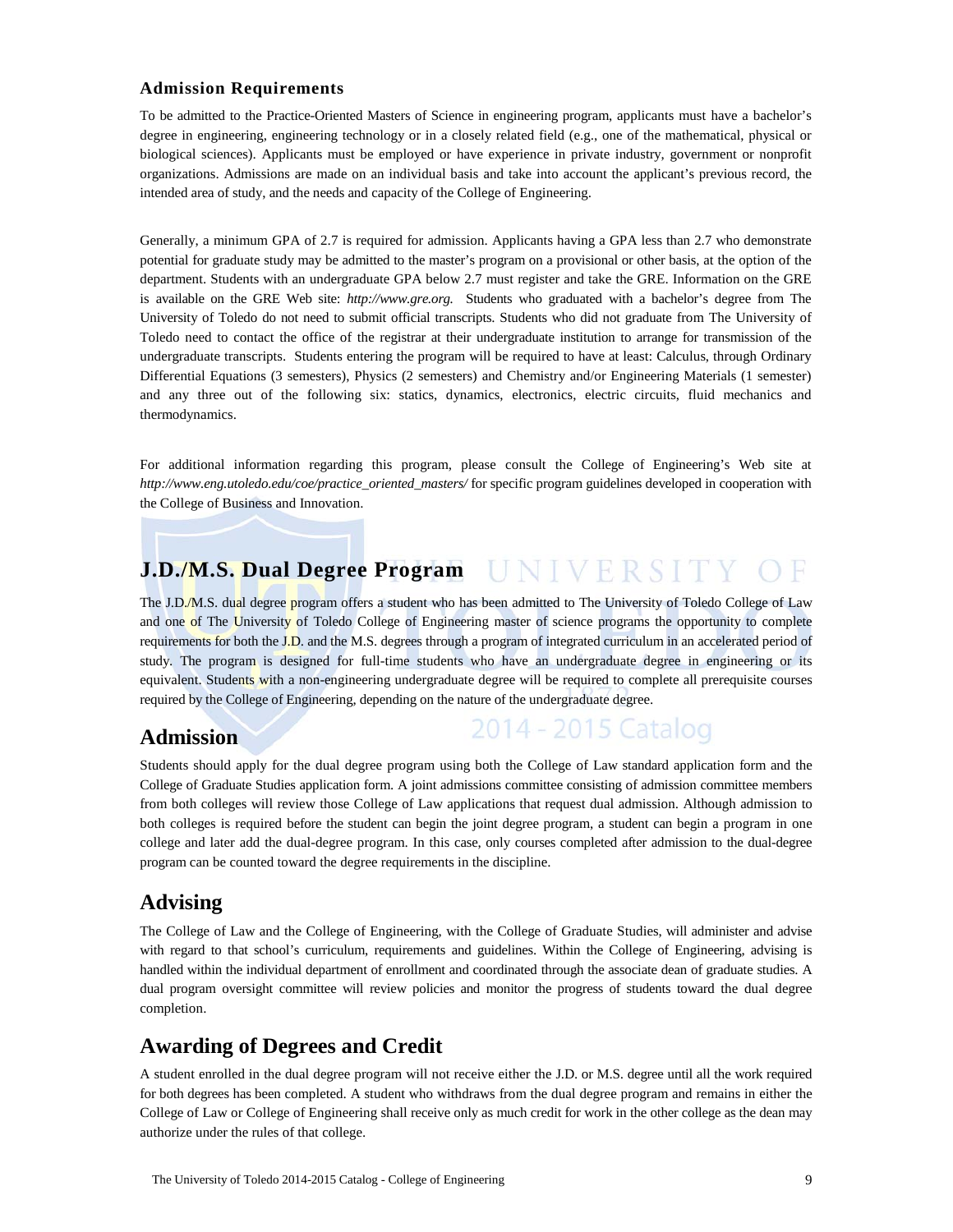### Admission Requirements

To be admitted to the Practice-Oriented Masters of Science in engineering program, applicants must have a bachelor's degree in engineering, engineering technology or in a closely related field (e.g., one of the mathematical, physical or biological sciences). Applicants must be employed or have experience in private industry, government or nonprofit organizations. Admissions are made on an individual basis and take into account the applicant's previous record, the intended area of study, and the needs and capacity of the College of Engineering.

Generally, a minimum GPA of 2.7 is required for admission. Applicants having a GPA less than 2.7 who demonstrate potential for graduate study may be admitted to the master's program on a provisional or other basis, at the option of the department. Students with an undergraduate GPA below 2.7 must register and take the GRE. Information on the GRE is available on the GRE Web site: *http://www.gre.org.* Students who graduated with a bachelor's degree from The University of Toledo do not need to submit official transcripts. Students who did not graduate from The University of Toledo need to contact the office of the registrar at their undergraduate institution to arrange for transmission of the undergraduate transcripts. Students entering the program will be required to have at least: Calculus, through Ordinary Differential Equations (3 semesters), Physics (2 semesters) and Chemistry and/or Engineering Materials (1 semester) and any three out of the following six: statics, dynamics, electronics, electric circuits, fluid mechanics and thermodynamics.

For additional information regarding this program, please consult the College of Engineering's Web site at *http://www.eng.utoledo.edu/coe/practice_oriented_masters/* for specific program guidelines developed in cooperation with the College of Business and Innovation.

## J.D./M.S. Dual Degree Program

The J.D./M.S. dual degree program offers a student who has been admitted to The University of Toledo College of Law and one of The University of Toledo College of Engineering master of science programs the opportunity to complete requirements for both the J.D. and the M.S. degrees through a program of integrated curriculum in an accelerated period of study. The program is designed for full-time students who have an undergraduate degree in engineering or its equivalent. Students with a non-engineering undergraduate degree will be required to complete all prerequisite courses required by the College of Engineering, depending on the nature of the undergraduate degree.

## Admission

Students should apply for the dual degree program using both the College of Law standard application form and the College of Graduate Studies application form. A joint admissions committee consisting of admission committee members from both colleges will review those College of Law applications that request dual admission. Although admission to both colleges is required before the student can begin the joint degree program, a student can begin a program in one college and later add the dual-degree program. In this case, only courses completed after admission to the dual-degree program can be counted toward the degree requirements in the discipline.

## Advising

The College of Law and the College of Engineering, with the College of Graduate Studies, will administer and advise with regard to that school's curriculum, requirements and guidelines. Within the College of Engineering, advising is handled within the individual department of enrollment and coordinated through the associate dean of graduate studies. A dual program oversight committee will review policies and monitor the progress of students toward the dual degree completion.

## Awarding of Degrees and Credit

A student enrolled in the dual degree program will not receive either the J.D. or M.S. degree until all the work required for both degrees has been completed. A student who withdraws from the dual degree program and remains in either the College of Law or College of Engineering shall receive only as much credit for work in the other college as the dean may authorize under the rules of that college.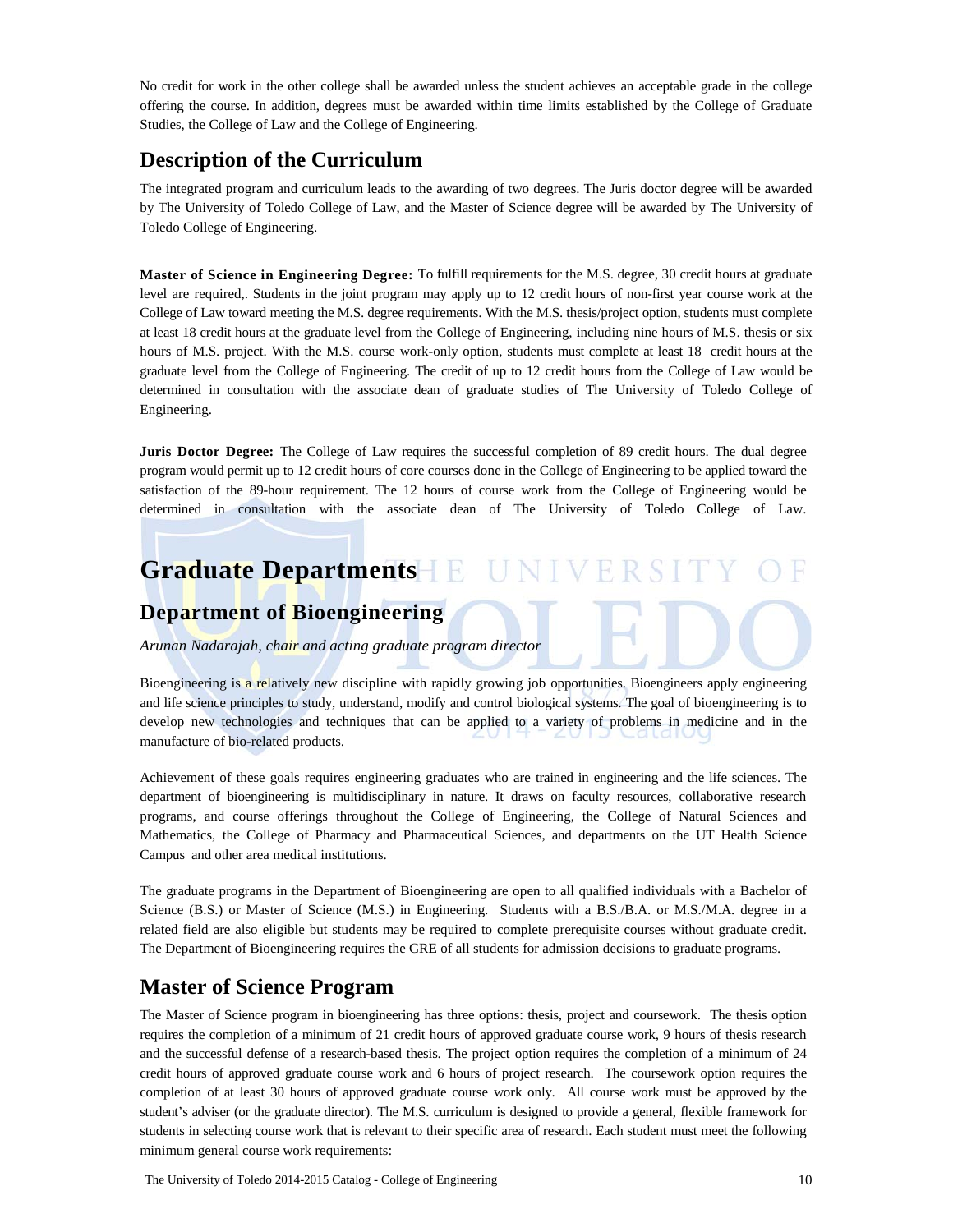No credit for work in the other college shall be awarded unless the student achieves an acceptable grade in the college offering the course. In addition, degrees must be awarded within time limits established by the College of Graduate Studies, the College of Law and the College of Engineering.

## Description of the Curriculum

The integrated program and curriculum leads to the awarding of two degrees. The Juris doctor degree will be awarded by The University of Toledo College of Law, and the Master of Science degree will be awarded by The University of Toledo College of Engineering.

**Master of Science in Engineering Degree:** To fulfill requirements for the M.S. degree, 30 credit hours at graduate level are required,. Students in the joint program may apply up to 12 credit hours of non-first year course work at the College of Law toward meeting the M.S. degree requirements. With the M.S. thesis/project option, students must complete at least 18 credit hours at the graduate level from the College of Engineering, including nine hours of M.S. thesis or six hours of M.S. project. With the M.S. course work-only option, students must complete at least 18 credit hours at the graduate level from the College of Engineering. The credit of up to 12 credit hours from the College of Law would be determined in consultation with the associate dean of graduate studies of The University of Toledo College of Engineering.

**Juris Doctor Degree:** The College of Law requires the successful completion of 89 credit hours. The dual degree program would permit up to 12 credit hours of core courses done in the College of Engineering to be applied toward the satisfaction of the 89-hour requirement. The 12 hours of course work from the College of Engineering would be determined in consultation with the associate dean of The University of Toledo College of Law.

# Graduate Departments

## Department of Bioengineering

*Arunan Nadarajah, chair and acting graduate program director*

Bioengineering is a relatively new discipline with rapidly growing job opportunities. Bioengineers apply engineering and life science principles to study, understand, modify and control biological systems. The goal of bioengineering is to develop new technologies and techniques that can be applied to a variety of problems in medicine and in the manufacture of bio-related products.

Achievement of these goals requires engineering graduates who are trained in engineering and the life sciences. The department of bioengineering is multidisciplinary in nature. It draws on faculty resources, collaborative research programs, and course offerings throughout the College of Engineering, the College of Natural Sciences and Mathematics, the College of Pharmacy and Pharmaceutical Sciences, and departments on the UT Health Science Campus and other area medical institutions.

The graduate programs in the Department of Bioengineering are open to all qualified individuals with a Bachelor of Science (B.S.) or Master of Science (M.S.) in Engineering. Students with a B.S./B.A. or M.S./M.A. degree in a related field are also eligible but students may be required to complete prerequisite courses without graduate credit. The Department of Bioengineering requires the GRE of all students for admission decisions to graduate programs.

## Master of Science Program

The Master of Science program in bioengineering has three options: thesis, project and coursework. The thesis option requires the completion of a minimum of 21 credit hours of approved graduate course work, 9 hours of thesis research and the successful defense of a research-based thesis. The project option requires the completion of a minimum of 24 credit hours of approved graduate course work and 6 hours of project research. The coursework option requires the completion of at least 30 hours of approved graduate course work only. All course work must be approved by the student's adviser (or the graduate director). The M.S. curriculum is designed to provide a general, flexible framework for students in selecting course work that is relevant to their specific area of research. Each student must meet the following minimum general course work requirements: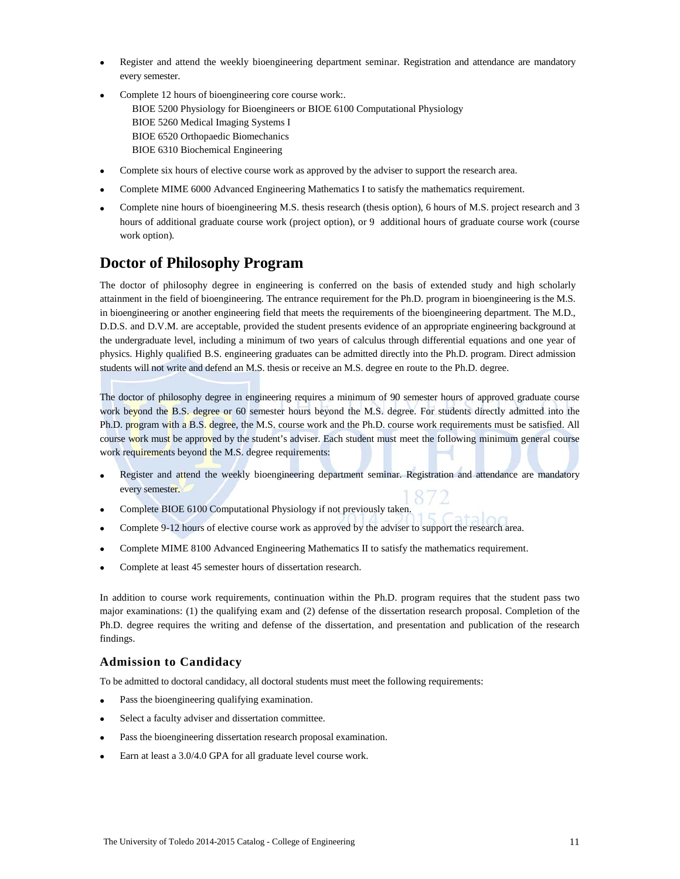- Register and attend the weekly bioengineering department seminar. Registration and attendance are mandatory every semester.
- Complete 12 hours of bioengineering core course work:.
  - BIOE 5200 Physiology for Bioengineers or BIOE 6100 Computational Physiology
  - BIOE 5260 Medical Imaging Systems I
  - BIOE 6520 Orthopaedic Biomechanics
  - BIOE 6310 Biochemical Engineering
- Complete six hours of elective course work as approved by the adviser to support the research area.
- Complete MIME 6000 Advanced Engineering Mathematics I to satisfy the mathematics requirement.
- Complete nine hours of bioengineering M.S. thesis research (thesis option), 6 hours of M.S. project research and 3 hours of additional graduate course work (project option), or 9 additional hours of graduate course work (course work option).

## Doctor of Philosophy Program

The doctor of philosophy degree in engineering is conferred on the basis of extended study and high scholarly attainment in the field of bioengineering. The entrance requirement for the Ph.D. program in bioengineering is the M.S. in bioengineering or another engineering field that meets the requirements of the bioengineering department. The M.D., D.D.S. and D.V.M. are acceptable, provided the student presents evidence of an appropriate engineering background at the undergraduate level, including a minimum of two years of calculus through differential equations and one year of physics. Highly qualified B.S. engineering graduates can be admitted directly into the Ph.D. program. Direct admission students will not write and defend an M.S. thesis or receive an M.S. degree en route to the Ph.D. degree.

The doctor of philosophy degree in engineering requires a minimum of 90 semester hours of approved graduate course work beyond the B.S. degree or 60 semester hours beyond the M.S. degree. For students directly admitted into the Ph.D. program with a B.S. degree, the M.S. course work and the Ph.D. course work requirements must be satisfied. All course work must be approved by the student's adviser. Each student must meet the following minimum general course work requirements beyond the M.S. degree requirements:

- Register and attend the weekly bioengineering department seminar. Registration and attendance are mandatory every semester.
- Complete BIOE 6100 Computational Physiology if not previously taken.
- Complete 9-12 hours of elective course work as approved by the adviser to support the research area.
- Complete MIME 8100 Advanced Engineering Mathematics II to satisfy the mathematics requirement.
- Complete at least 45 semester hours of dissertation research.

In addition to course work requirements, continuation within the Ph.D. program requires that the student pass two major examinations: (1) the qualifying exam and (2) defense of the dissertation research proposal. Completion of the Ph.D. degree requires the writing and defense of the dissertation, and presentation and publication of the research findings.

### Admission to Candidacy

To be admitted to doctoral candidacy, all doctoral students must meet the following requirements:

- Pass the bioengineering qualifying examination.
- Select a faculty adviser and dissertation committee.
- Pass the bioengineering dissertation research proposal examination.
- Earn at least a 3.0/4.0 GPA for all graduate level course work.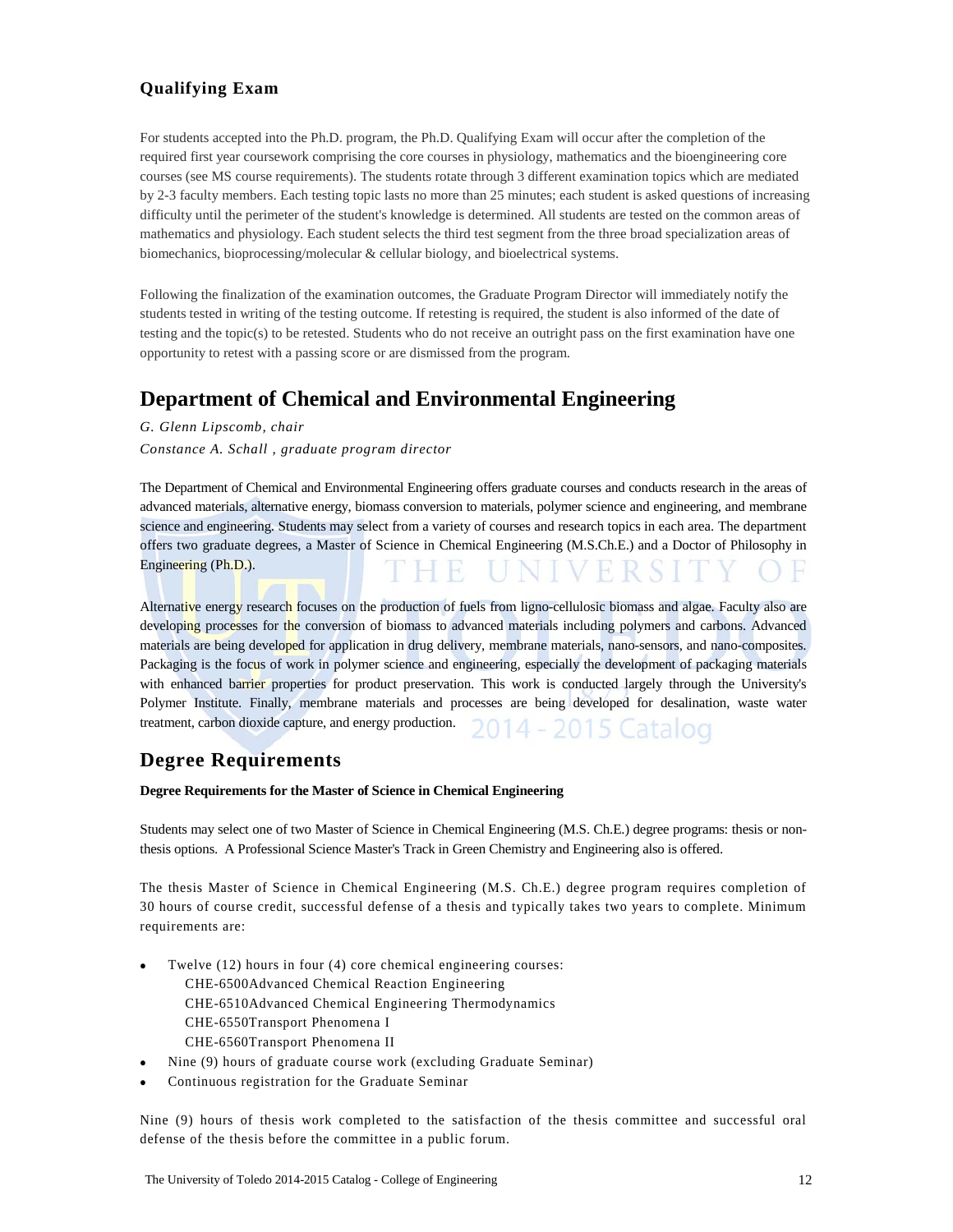### Qualifying Exam

For students accepted into the Ph.D. program, the Ph.D. Qualifying Exam will occur after the completion of the required first year coursework comprising the core courses in physiology, mathematics and the bioengineering core courses (see MS course requirements). The students rotate through 3 different examination topics which are mediated by 2-3 faculty members. Each testing topic lasts no more than 25 minutes; each student is asked questions of increasing difficulty until the perimeter of the student's knowledge is determined. All students are tested on the common areas of mathematics and physiology. Each student selects the third test segment from the three broad specialization areas of biomechanics, bioprocessing/molecular & cellular biology, and bioelectrical systems.

Following the finalization of the examination outcomes, the Graduate Program Director will immediately notify the students tested in writing of the testing outcome. If retesting is required, the student is also informed of the date of testing and the topic(s) to be retested. Students who do not receive an outright pass on the first examination have one opportunity to retest with a passing score or are dismissed from the program.

## Department of Chemical and Environmental Engineering

*G. Glenn Lipscomb, chair*

*Constance A. Schall , graduate program director*

The Department of Chemical and Environmental Engineering offers graduate courses and conducts research in the areas of advanced materials, alternative energy, biomass conversion to materials, polymer science and engineering, and membrane science and engineering. Students may select from a variety of courses and research topics in each area. The department offers two graduate degrees, a Master of Science in Chemical Engineering (M.S.Ch.E.) and a Doctor of Philosophy in Engineering (Ph.D.).

Alternative energy research focuses on the production of fuels from ligno-cellulosic biomass and algae. Faculty also are developing processes for the conversion of biomass to advanced materials including polymers and carbons. Advanced materials are being developed for application in drug delivery, membrane materials, nano-sensors, and nano-composites. Packaging is the focus of work in polymer science and engineering, especially the development of packaging materials with enhanced barrier properties for product preservation. This work is conducted largely through the University's Polymer Institute. Finally, membrane materials and processes are being developed for desalination, waste water treatment, carbon dioxide capture, and energy production.

### Degree Requirements

**Degree Requirements for the Master of Science in Chemical Engineering**

Students may select one of two Master of Science in Chemical Engineering (M.S. Ch.E.) degree programs: thesis or non-thesis options. A Professional Science Master's Track in Green Chemistry and Engineering also is offered.

The thesis Master of Science in Chemical Engineering (M.S. Ch.E.) degree program requires completion of 30 hours of course credit, successful defense of a thesis and typically takes two years to complete. Minimum requirements are:

- Twelve (12) hours in four (4) core chemical engineering courses:
  - CHE-6500Advanced Chemical Reaction Engineering
  - CHE-6510Advanced Chemical Engineering Thermodynamics
  - CHE-6550Transport Phenomena I
  - CHE-6560Transport Phenomena II
- Nine (9) hours of graduate course work (excluding Graduate Seminar)
- Continuous registration for the Graduate Seminar

Nine (9) hours of thesis work completed to the satisfaction of the thesis committee and successful oral defense of the thesis before the committee in a public forum.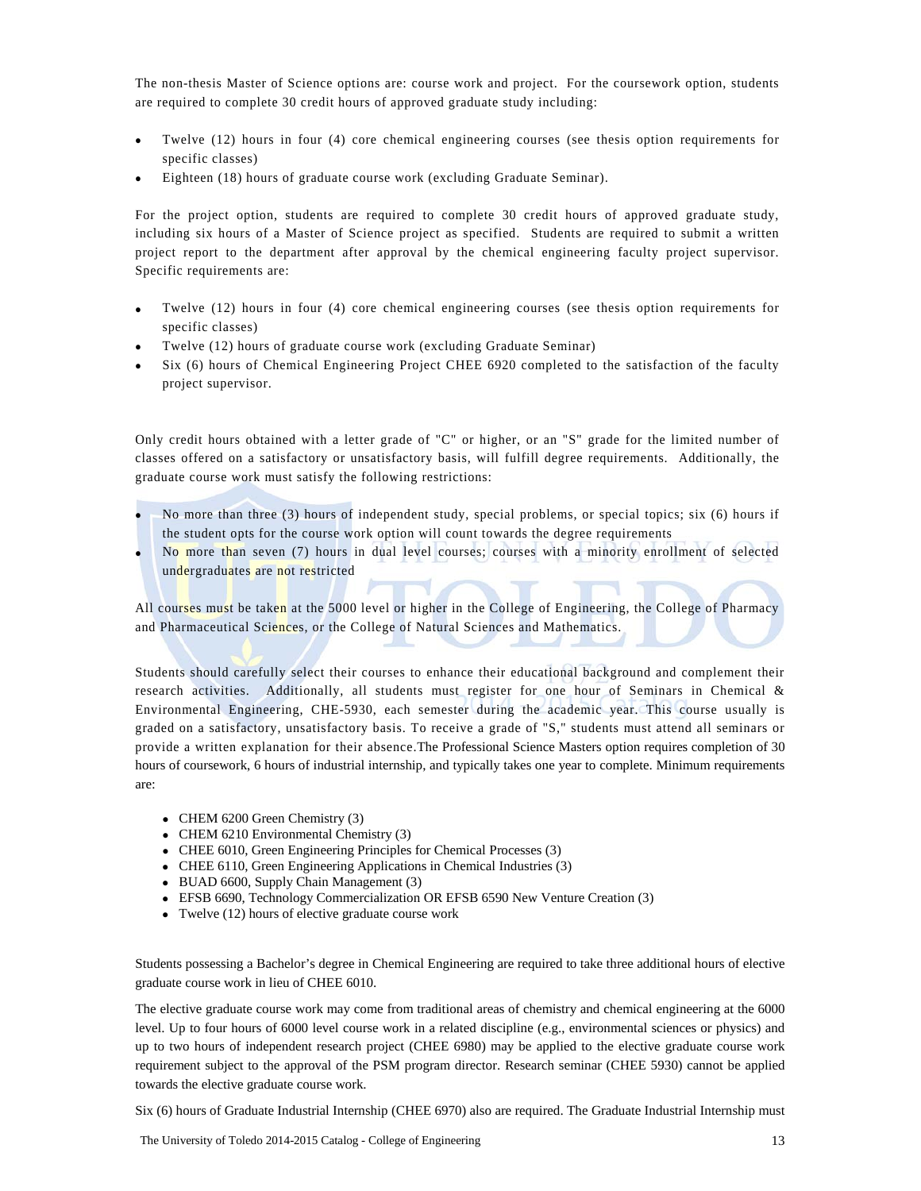The non-thesis Master of Science options are: course work and project. For the coursework option, students are required to complete 30 credit hours of approved graduate study including:

- Twelve (12) hours in four (4) core chemical engineering courses (see thesis option requirements for specific classes)
- Eighteen (18) hours of graduate course work (excluding Graduate Seminar).

For the project option, students are required to complete 30 credit hours of approved graduate study, including six hours of a Master of Science project as specified. Students are required to submit a written project report to the department after approval by the chemical engineering faculty project supervisor. Specific requirements are:

- Twelve (12) hours in four (4) core chemical engineering courses (see thesis option requirements for specific classes)
- Twelve (12) hours of graduate course work (excluding Graduate Seminar)
- Six (6) hours of Chemical Engineering Project CHEE 6920 completed to the satisfaction of the faculty project supervisor.

Only credit hours obtained with a letter grade of "C" or higher, or an "S" grade for the limited number of classes offered on a satisfactory or unsatisfactory basis, will fulfill degree requirements. Additionally, the graduate course work must satisfy the following restrictions:

- No more than three (3) hours of independent study, special problems, or special topics; six (6) hours if the student opts for the course work option will count towards the degree requirements
- No more than seven (7) hours in dual level courses; courses with a minority enrollment of selected undergraduates are not restricted

All courses must be taken at the 5000 level or higher in the College of Engineering, the College of Pharmacy and Pharmaceutical Sciences, or the College of Natural Sciences and Mathematics.

Students should carefully select their courses to enhance their educational background and complement their research activities. Additionally, all students must register for one hour of Seminars in Chemical & Environmental Engineering, CHE-5930, each semester during the academic year. This course usually is graded on a satisfactory, unsatisfactory basis. To receive a grade of "S," students must attend all seminars or provide a written explanation for their absence.The Professional Science Masters option requires completion of 30 hours of coursework, 6 hours of industrial internship, and typically takes one year to complete. Minimum requirements are:

- CHEM 6200 Green Chemistry (3)
- CHEM 6210 Environmental Chemistry (3)
- CHEE 6010, Green Engineering Principles for Chemical Processes (3)
- CHEE 6110, Green Engineering Applications in Chemical Industries (3)
- BUAD 6600, Supply Chain Management (3)
- EFSB 6690, Technology Commercialization OR EFSB 6590 New Venture Creation (3)
- Twelve (12) hours of elective graduate course work

Students possessing a Bachelor's degree in Chemical Engineering are required to take three additional hours of elective graduate course work in lieu of CHEE 6010.

The elective graduate course work may come from traditional areas of chemistry and chemical engineering at the 6000 level. Up to four hours of 6000 level course work in a related discipline (e.g., environmental sciences or physics) and up to two hours of independent research project (CHEE 6980) may be applied to the elective graduate course work requirement subject to the approval of the PSM program director. Research seminar (CHEE 5930) cannot be applied towards the elective graduate course work.

Six (6) hours of Graduate Industrial Internship (CHEE 6970) also are required. The Graduate Industrial Internship must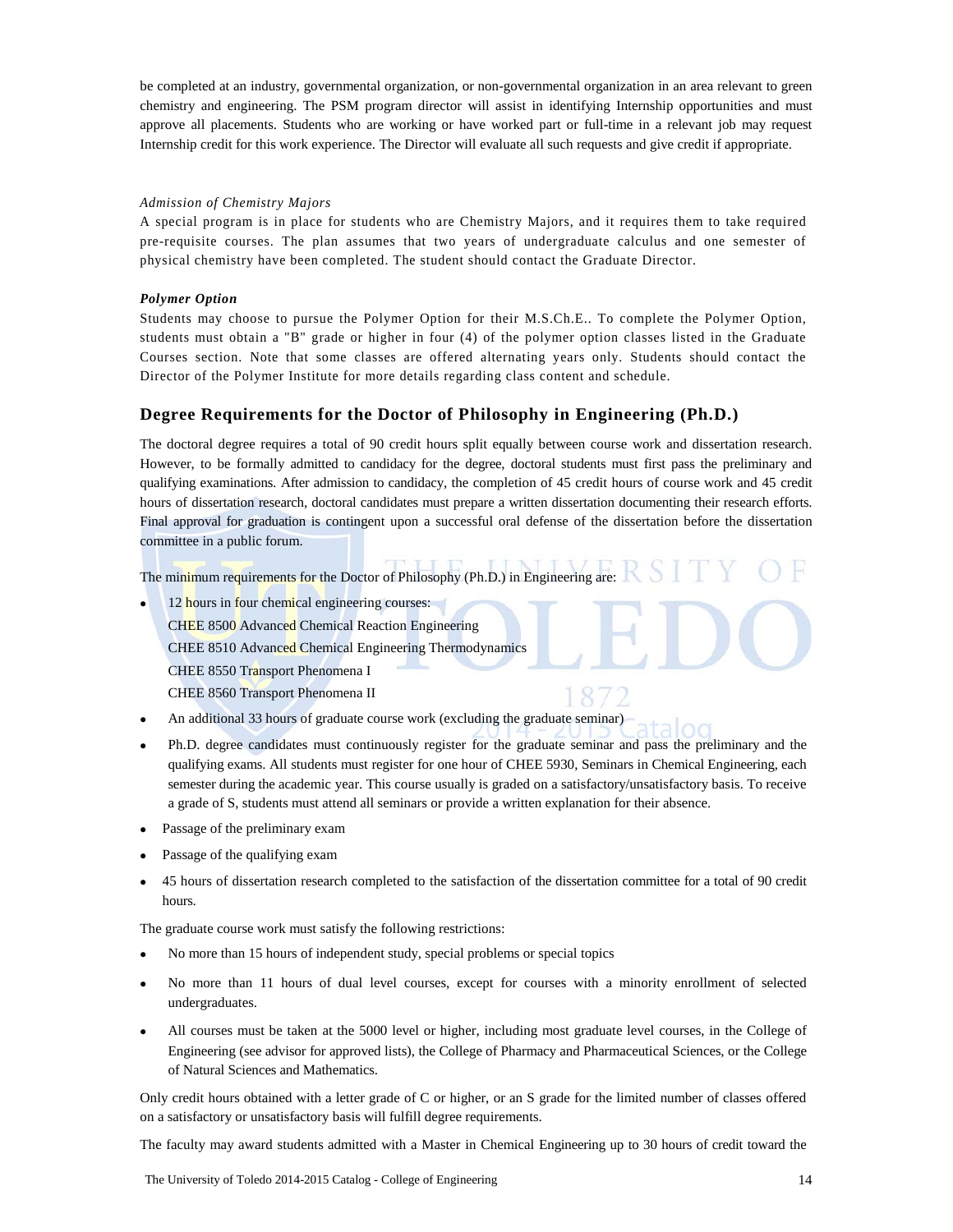be completed at an industry, governmental organization, or non-governmental organization in an area relevant to green chemistry and engineering. The PSM program director will assist in identifying Internship opportunities and must approve all placements. Students who are working or have worked part or full-time in a relevant job may request Internship credit for this work experience. The Director will evaluate all such requests and give credit if appropriate.

*Admission of Chemistry Majors*

A special program is in place for students who are Chemistry Majors, and it requires them to take required pre-requisite courses. The plan assumes that two years of undergraduate calculus and one semester of physical chemistry have been completed. The student should contact the Graduate Director.

***Polymer Option***

Students may choose to pursue the Polymer Option for their M.S.Ch.E.. To complete the Polymer Option, students must obtain a "B" grade or higher in four (4) of the polymer option classes listed in the Graduate Courses section. Note that some classes are offered alternating years only. Students should contact the Director of the Polymer Institute for more details regarding class content and schedule.

## Degree Requirements for the Doctor of Philosophy in Engineering (Ph.D.)

The doctoral degree requires a total of 90 credit hours split equally between course work and dissertation research. However, to be formally admitted to candidacy for the degree, doctoral students must first pass the preliminary and qualifying examinations. After admission to candidacy, the completion of 45 credit hours of course work and 45 credit hours of dissertation research, doctoral candidates must prepare a written dissertation documenting their research efforts. Final approval for graduation is contingent upon a successful oral defense of the dissertation before the dissertation committee in a public forum.

The minimum requirements for the Doctor of Philosophy (Ph.D.) in Engineering are:

- 12 hours in four chemical engineering courses:
  CHEE 8500 Advanced Chemical Reaction Engineering
  CHEE 8510 Advanced Chemical Engineering Thermodynamics
  CHEE 8550 Transport Phenomena I
  CHEE 8560 Transport Phenomena II
- An additional 33 hours of graduate course work (excluding the graduate seminar)
- Ph.D. degree candidates must continuously register for the graduate seminar and pass the preliminary and the qualifying exams. All students must register for one hour of CHEE 5930, Seminars in Chemical Engineering, each semester during the academic year. This course usually is graded on a satisfactory/unsatisfactory basis. To receive a grade of S, students must attend all seminars or provide a written explanation for their absence.
- Passage of the preliminary exam
- Passage of the qualifying exam
- 45 hours of dissertation research completed to the satisfaction of the dissertation committee for a total of 90 credit hours.

The graduate course work must satisfy the following restrictions:

- No more than 15 hours of independent study, special problems or special topics
- No more than 11 hours of dual level courses, except for courses with a minority enrollment of selected undergraduates.
- All courses must be taken at the 5000 level or higher, including most graduate level courses, in the College of Engineering (see advisor for approved lists), the College of Pharmacy and Pharmaceutical Sciences, or the College of Natural Sciences and Mathematics.

Only credit hours obtained with a letter grade of C or higher, or an S grade for the limited number of classes offered on a satisfactory or unsatisfactory basis will fulfill degree requirements.

The faculty may award students admitted with a Master in Chemical Engineering up to 30 hours of credit toward the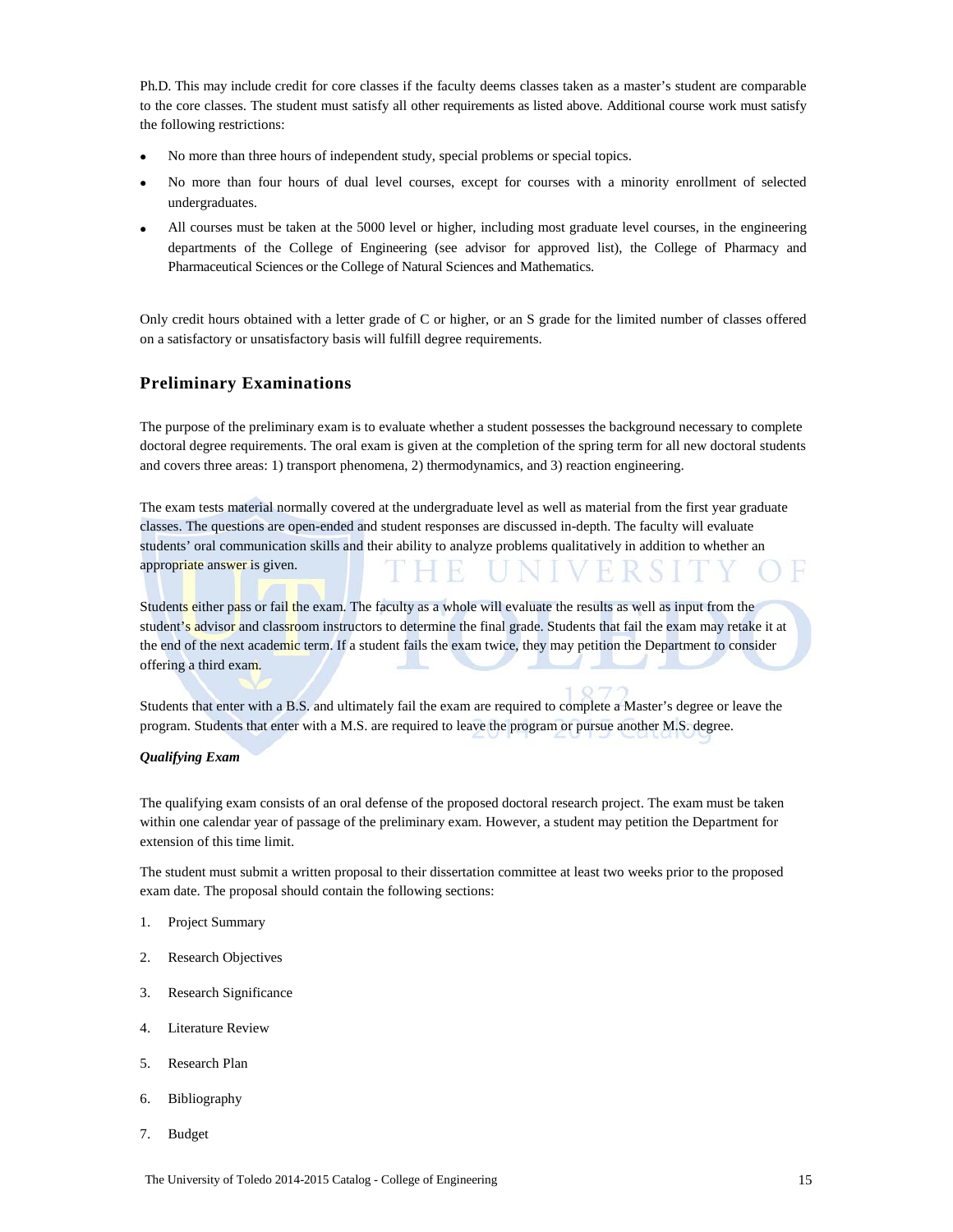Ph.D. This may include credit for core classes if the faculty deems classes taken as a master's student are comparable to the core classes. The student must satisfy all other requirements as listed above. Additional course work must satisfy the following restrictions:

- No more than three hours of independent study, special problems or special topics.
- No more than four hours of dual level courses, except for courses with a minority enrollment of selected undergraduates.
- All courses must be taken at the 5000 level or higher, including most graduate level courses, in the engineering departments of the College of Engineering (see advisor for approved list), the College of Pharmacy and Pharmaceutical Sciences or the College of Natural Sciences and Mathematics.

Only credit hours obtained with a letter grade of C or higher, or an S grade for the limited number of classes offered on a satisfactory or unsatisfactory basis will fulfill degree requirements.

## Preliminary Examinations

The purpose of the preliminary exam is to evaluate whether a student possesses the background necessary to complete doctoral degree requirements. The oral exam is given at the completion of the spring term for all new doctoral students and covers three areas: 1) transport phenomena, 2) thermodynamics, and 3) reaction engineering.

The exam tests material normally covered at the undergraduate level as well as material from the first year graduate classes. The questions are open-ended and student responses are discussed in-depth. The faculty will evaluate students' oral communication skills and their ability to analyze problems qualitatively in addition to whether an appropriate answer is given.

Students either pass or fail the exam. The faculty as a whole will evaluate the results as well as input from the student's advisor and classroom instructors to determine the final grade. Students that fail the exam may retake it at the end of the next academic term. If a student fails the exam twice, they may petition the Department to consider offering a third exam.

Students that enter with a B.S. and ultimately fail the exam are required to complete a Master's degree or leave the program. Students that enter with a M.S. are required to leave the program or pursue another M.S. degree.

***Qualifying Exam***

The qualifying exam consists of an oral defense of the proposed doctoral research project. The exam must be taken within one calendar year of passage of the preliminary exam. However, a student may petition the Department for extension of this time limit.

The student must submit a written proposal to their dissertation committee at least two weeks prior to the proposed exam date. The proposal should contain the following sections:

1. Project Summary
2. Research Objectives
3. Research Significance
4. Literature Review
5. Research Plan
6. Bibliography
7. Budget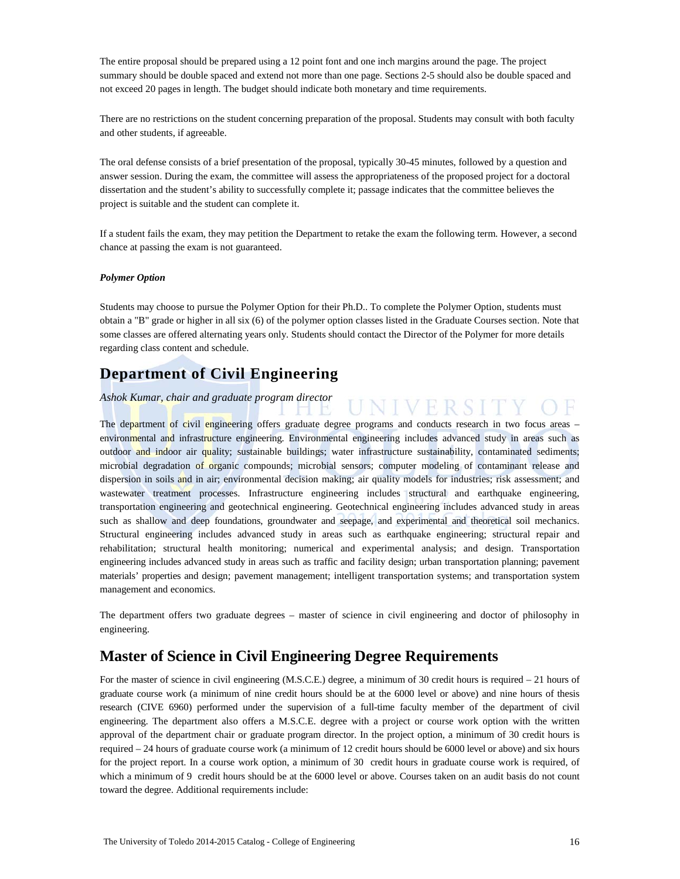The entire proposal should be prepared using a 12 point font and one inch margins around the page. The project summary should be double spaced and extend not more than one page. Sections 2-5 should also be double spaced and not exceed 20 pages in length. The budget should indicate both monetary and time requirements.

There are no restrictions on the student concerning preparation of the proposal. Students may consult with both faculty and other students, if agreeable.

The oral defense consists of a brief presentation of the proposal, typically 30-45 minutes, followed by a question and answer session. During the exam, the committee will assess the appropriateness of the proposed project for a doctoral dissertation and the student's ability to successfully complete it; passage indicates that the committee believes the project is suitable and the student can complete it.

If a student fails the exam, they may petition the Department to retake the exam the following term. However, a second chance at passing the exam is not guaranteed.

***Polymer Option***

Students may choose to pursue the Polymer Option for their Ph.D.. To complete the Polymer Option, students must obtain a "B" grade or higher in all six (6) of the polymer option classes listed in the Graduate Courses section. Note that some classes are offered alternating years only. Students should contact the Director of the Polymer for more details regarding class content and schedule.

# Department of Civil Engineering

*Ashok Kumar, chair and graduate program director*

The department of civil engineering offers graduate degree programs and conducts research in two focus areas – environmental and infrastructure engineering. Environmental engineering includes advanced study in areas such as outdoor and indoor air quality; sustainable buildings; water infrastructure sustainability, contaminated sediments; microbial degradation of organic compounds; microbial sensors; computer modeling of contaminant release and dispersion in soils and in air; environmental decision making; air quality models for industries; risk assessment; and wastewater treatment processes. Infrastructure engineering includes structural and earthquake engineering, transportation engineering and geotechnical engineering. Geotechnical engineering includes advanced study in areas such as shallow and deep foundations, groundwater and seepage, and experimental and theoretical soil mechanics. Structural engineering includes advanced study in areas such as earthquake engineering; structural repair and rehabilitation; structural health monitoring; numerical and experimental analysis; and design. Transportation engineering includes advanced study in areas such as traffic and facility design; urban transportation planning; pavement materials' properties and design; pavement management; intelligent transportation systems; and transportation system management and economics.

The department offers two graduate degrees – master of science in civil engineering and doctor of philosophy in engineering.

# Master of Science in Civil Engineering Degree Requirements

For the master of science in civil engineering (M.S.C.E.) degree, a minimum of 30 credit hours is required – 21 hours of graduate course work (a minimum of nine credit hours should be at the 6000 level or above) and nine hours of thesis research (CIVE 6960) performed under the supervision of a full-time faculty member of the department of civil engineering. The department also offers a M.S.C.E. degree with a project or course work option with the written approval of the department chair or graduate program director. In the project option, a minimum of 30 credit hours is required – 24 hours of graduate course work (a minimum of 12 credit hours should be 6000 level or above) and six hours for the project report. In a course work option, a minimum of 30 credit hours in graduate course work is required, of which a minimum of 9 credit hours should be at the 6000 level or above. Courses taken on an audit basis do not count toward the degree. Additional requirements include: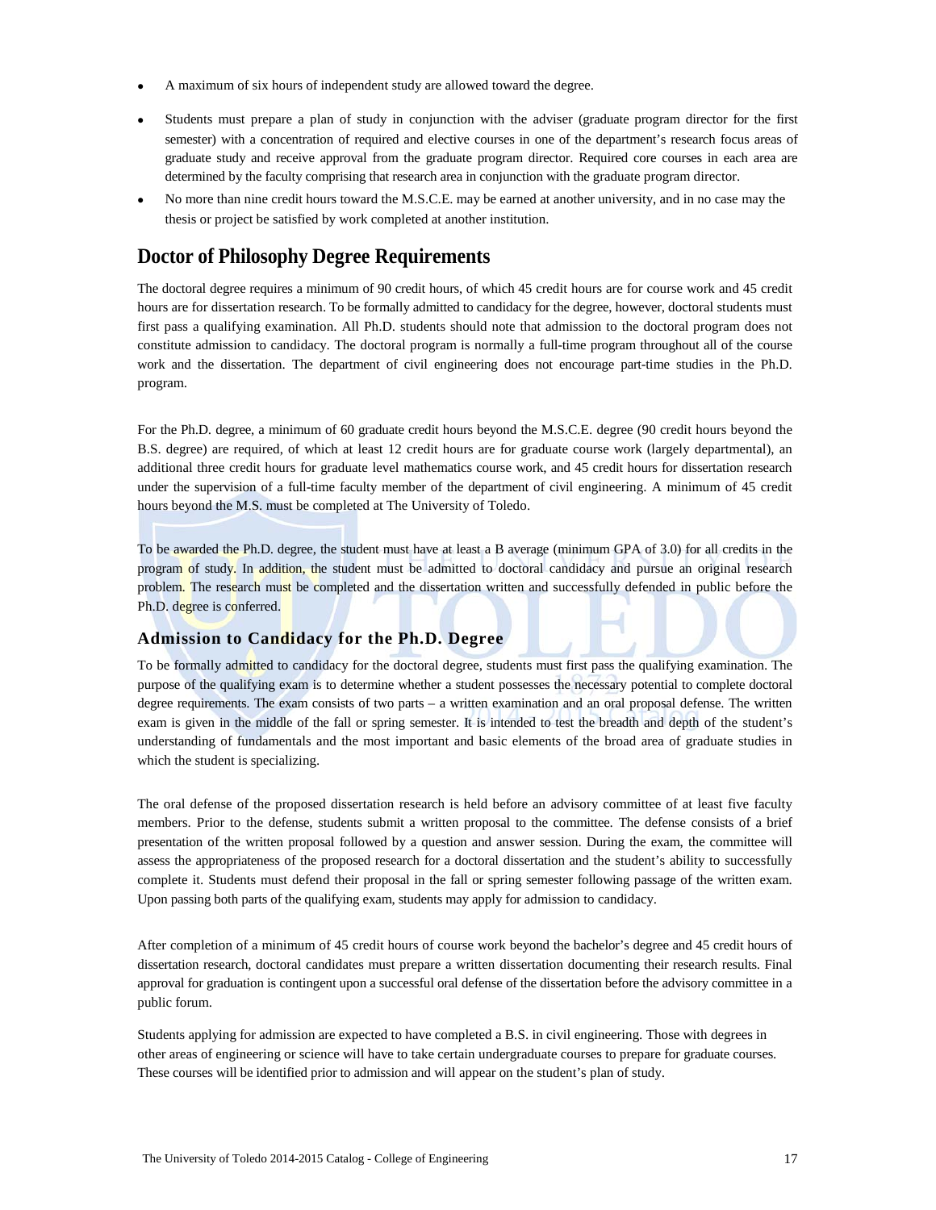- A maximum of six hours of independent study are allowed toward the degree.
- Students must prepare a plan of study in conjunction with the adviser (graduate program director for the first semester) with a concentration of required and elective courses in one of the department's research focus areas of graduate study and receive approval from the graduate program director. Required core courses in each area are determined by the faculty comprising that research area in conjunction with the graduate program director.
- No more than nine credit hours toward the M.S.C.E. may be earned at another university, and in no case may the thesis or project be satisfied by work completed at another institution.

## Doctor of Philosophy Degree Requirements

The doctoral degree requires a minimum of 90 credit hours, of which 45 credit hours are for course work and 45 credit hours are for dissertation research. To be formally admitted to candidacy for the degree, however, doctoral students must first pass a qualifying examination. All Ph.D. students should note that admission to the doctoral program does not constitute admission to candidacy. The doctoral program is normally a full-time program throughout all of the course work and the dissertation. The department of civil engineering does not encourage part-time studies in the Ph.D. program.

For the Ph.D. degree, a minimum of 60 graduate credit hours beyond the M.S.C.E. degree (90 credit hours beyond the B.S. degree) are required, of which at least 12 credit hours are for graduate course work (largely departmental), an additional three credit hours for graduate level mathematics course work, and 45 credit hours for dissertation research under the supervision of a full-time faculty member of the department of civil engineering. A minimum of 45 credit hours beyond the M.S. must be completed at The University of Toledo.

To be awarded the Ph.D. degree, the student must have at least a B average (minimum GPA of 3.0) for all credits in the program of study. In addition, the student must be admitted to doctoral candidacy and pursue an original research problem. The research must be completed and the dissertation written and successfully defended in public before the Ph.D. degree is conferred.

### Admission to Candidacy for the Ph.D. Degree

To be formally admitted to candidacy for the doctoral degree, students must first pass the qualifying examination. The purpose of the qualifying exam is to determine whether a student possesses the necessary potential to complete doctoral degree requirements. The exam consists of two parts – a written examination and an oral proposal defense. The written exam is given in the middle of the fall or spring semester. It is intended to test the breadth and depth of the student's understanding of fundamentals and the most important and basic elements of the broad area of graduate studies in which the student is specializing.

The oral defense of the proposed dissertation research is held before an advisory committee of at least five faculty members. Prior to the defense, students submit a written proposal to the committee. The defense consists of a brief presentation of the written proposal followed by a question and answer session. During the exam, the committee will assess the appropriateness of the proposed research for a doctoral dissertation and the student's ability to successfully complete it. Students must defend their proposal in the fall or spring semester following passage of the written exam. Upon passing both parts of the qualifying exam, students may apply for admission to candidacy.

After completion of a minimum of 45 credit hours of course work beyond the bachelor's degree and 45 credit hours of dissertation research, doctoral candidates must prepare a written dissertation documenting their research results. Final approval for graduation is contingent upon a successful oral defense of the dissertation before the advisory committee in a public forum.

Students applying for admission are expected to have completed a B.S. in civil engineering. Those with degrees in other areas of engineering or science will have to take certain undergraduate courses to prepare for graduate courses. These courses will be identified prior to admission and will appear on the student's plan of study.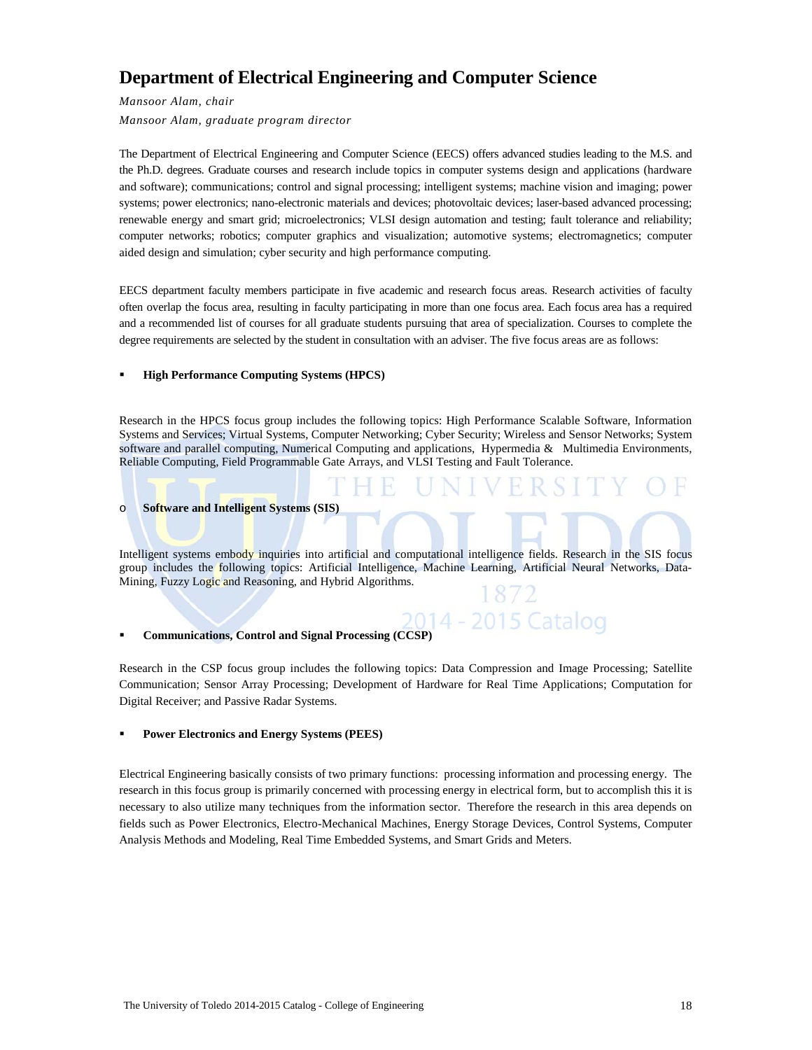# Department of Electrical Engineering and Computer Science

*Mansoor Alam, chair*

*Mansoor Alam, graduate program director*

The Department of Electrical Engineering and Computer Science (EECS) offers advanced studies leading to the M.S. and the Ph.D. degrees. Graduate courses and research include topics in computer systems design and applications (hardware and software); communications; control and signal processing; intelligent systems; machine vision and imaging; power systems; power electronics; nano-electronic materials and devices; photovoltaic devices; laser-based advanced processing; renewable energy and smart grid; microelectronics; VLSI design automation and testing; fault tolerance and reliability; computer networks; robotics; computer graphics and visualization; automotive systems; electromagnetics; computer aided design and simulation; cyber security and high performance computing.

EECS department faculty members participate in five academic and research focus areas. Research activities of faculty often overlap the focus area, resulting in faculty participating in more than one focus area. Each focus area has a required and a recommended list of courses for all graduate students pursuing that area of specialization. Courses to complete the degree requirements are selected by the student in consultation with an adviser. The five focus areas are as follows:

- **High Performance Computing Systems (HPCS)**

Research in the HPCS focus group includes the following topics: High Performance Scalable Software, Information Systems and Services; Virtual Systems, Computer Networking; Cyber Security; Wireless and Sensor Networks; System software and parallel computing, Numerical Computing and applications, Hypermedia & Multimedia Environments, Reliable Computing, Field Programmable Gate Arrays, and VLSI Testing and Fault Tolerance.

- **Software and Intelligent Systems (SIS)**

Intelligent systems embody inquiries into artificial and computational intelligence fields. Research in the SIS focus group includes the following topics: Artificial Intelligence, Machine Learning, Artificial Neural Networks, Data-Mining, Fuzzy Logic and Reasoning, and Hybrid Algorithms.

- **Communications, Control and Signal Processing (CCSP)**

Research in the CSP focus group includes the following topics: Data Compression and Image Processing; Satellite Communication; Sensor Array Processing; Development of Hardware for Real Time Applications; Computation for Digital Receiver; and Passive Radar Systems.

- **Power Electronics and Energy Systems (PEES)**

Electrical Engineering basically consists of two primary functions: processing information and processing energy. The research in this focus group is primarily concerned with processing energy in electrical form, but to accomplish this it is necessary to also utilize many techniques from the information sector. Therefore the research in this area depends on fields such as Power Electronics, Electro-Mechanical Machines, Energy Storage Devices, Control Systems, Computer Analysis Methods and Modeling, Real Time Embedded Systems, and Smart Grids and Meters.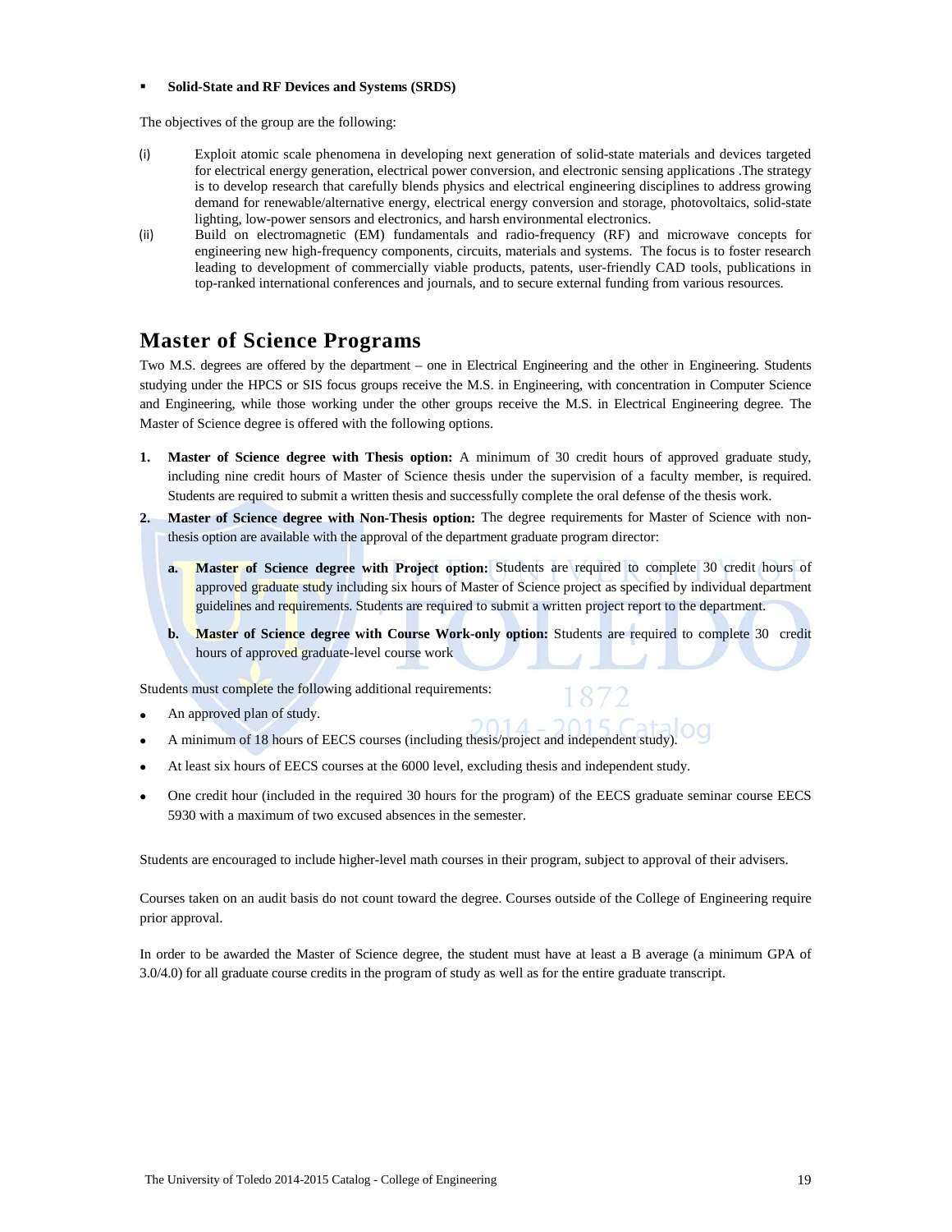- **Solid-State and RF Devices and Systems (SRDS)**

The objectives of the group are the following:

(i) Exploit atomic scale phenomena in developing next generation of solid-state materials and devices targeted for electrical energy generation, electrical power conversion, and electronic sensing applications .The strategy is to develop research that carefully blends physics and electrical engineering disciplines to address growing demand for renewable/alternative energy, electrical energy conversion and storage, photovoltaics, solid-state lighting, low-power sensors and electronics, and harsh environmental electronics.

(ii) Build on electromagnetic (EM) fundamentals and radio-frequency (RF) and microwave concepts for engineering new high-frequency components, circuits, materials and systems. The focus is to foster research leading to development of commercially viable products, patents, user-friendly CAD tools, publications in top-ranked international conferences and journals, and to secure external funding from various resources.

## Master of Science Programs

Two M.S. degrees are offered by the department – one in Electrical Engineering and the other in Engineering. Students studying under the HPCS or SIS focus groups receive the M.S. in Engineering, with concentration in Computer Science and Engineering, while those working under the other groups receive the M.S. in Electrical Engineering degree. The Master of Science degree is offered with the following options.

1. **Master of Science degree with Thesis option:** A minimum of 30 credit hours of approved graduate study, including nine credit hours of Master of Science thesis under the supervision of a faculty member, is required. Students are required to submit a written thesis and successfully complete the oral defense of the thesis work.
2. **Master of Science degree with Non-Thesis option:** The degree requirements for Master of Science with non-thesis option are available with the approval of the department graduate program director:
   a. **Master of Science degree with Project option:** Students are required to complete 30 credit hours of approved graduate study including six hours of Master of Science project as specified by individual department guidelines and requirements. Students are required to submit a written project report to the department.
   b. **Master of Science degree with Course Work-only option:** Students are required to complete 30 credit hours of approved graduate-level course work

Students must complete the following additional requirements:

- An approved plan of study.
- A minimum of 18 hours of EECS courses (including thesis/project and independent study).
- At least six hours of EECS courses at the 6000 level, excluding thesis and independent study.
- One credit hour (included in the required 30 hours for the program) of the EECS graduate seminar course EECS 5930 with a maximum of two excused absences in the semester.

Students are encouraged to include higher-level math courses in their program, subject to approval of their advisers.

Courses taken on an audit basis do not count toward the degree. Courses outside of the College of Engineering require prior approval.

In order to be awarded the Master of Science degree, the student must have at least a B average (a minimum GPA of 3.0/4.0) for all graduate course credits in the program of study as well as for the entire graduate transcript.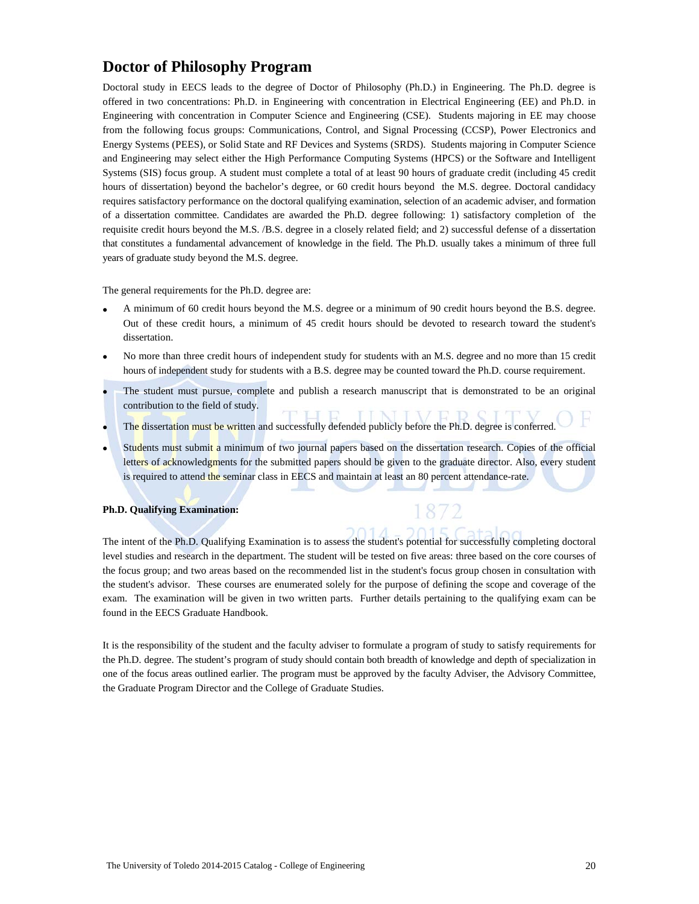# Doctor of Philosophy Program

Doctoral study in EECS leads to the degree of Doctor of Philosophy (Ph.D.) in Engineering. The Ph.D. degree is offered in two concentrations: Ph.D. in Engineering with concentration in Electrical Engineering (EE) and Ph.D. in Engineering with concentration in Computer Science and Engineering (CSE). Students majoring in EE may choose from the following focus groups: Communications, Control, and Signal Processing (CCSP), Power Electronics and Energy Systems (PEES), or Solid State and RF Devices and Systems (SRDS). Students majoring in Computer Science and Engineering may select either the High Performance Computing Systems (HPCS) or the Software and Intelligent Systems (SIS) focus group. A student must complete a total of at least 90 hours of graduate credit (including 45 credit hours of dissertation) beyond the bachelor's degree, or 60 credit hours beyond the M.S. degree. Doctoral candidacy requires satisfactory performance on the doctoral qualifying examination, selection of an academic adviser, and formation of a dissertation committee. Candidates are awarded the Ph.D. degree following: 1) satisfactory completion of the requisite credit hours beyond the M.S. /B.S. degree in a closely related field; and 2) successful defense of a dissertation that constitutes a fundamental advancement of knowledge in the field. The Ph.D. usually takes a minimum of three full years of graduate study beyond the M.S. degree.

The general requirements for the Ph.D. degree are:

- A minimum of 60 credit hours beyond the M.S. degree or a minimum of 90 credit hours beyond the B.S. degree. Out of these credit hours, a minimum of 45 credit hours should be devoted to research toward the student's dissertation.
- No more than three credit hours of independent study for students with an M.S. degree and no more than 15 credit hours of independent study for students with a B.S. degree may be counted toward the Ph.D. course requirement.
- The student must pursue, complete and publish a research manuscript that is demonstrated to be an original contribution to the field of study.
- The dissertation must be written and successfully defended publicly before the Ph.D. degree is conferred.
- Students must submit a minimum of two journal papers based on the dissertation research. Copies of the official letters of acknowledgments for the submitted papers should be given to the graduate director. Also, every student is required to attend the seminar class in EECS and maintain at least an 80 percent attendance-rate.

**Ph.D. Qualifying Examination:**

The intent of the Ph.D. Qualifying Examination is to assess the student's potential for successfully completing doctoral level studies and research in the department. The student will be tested on five areas: three based on the core courses of the focus group; and two areas based on the recommended list in the student's focus group chosen in consultation with the student's advisor. These courses are enumerated solely for the purpose of defining the scope and coverage of the exam. The examination will be given in two written parts. Further details pertaining to the qualifying exam can be found in the EECS Graduate Handbook.

It is the responsibility of the student and the faculty adviser to formulate a program of study to satisfy requirements for the Ph.D. degree. The student's program of study should contain both breadth of knowledge and depth of specialization in one of the focus areas outlined earlier. The program must be approved by the faculty Adviser, the Advisory Committee, the Graduate Program Director and the College of Graduate Studies.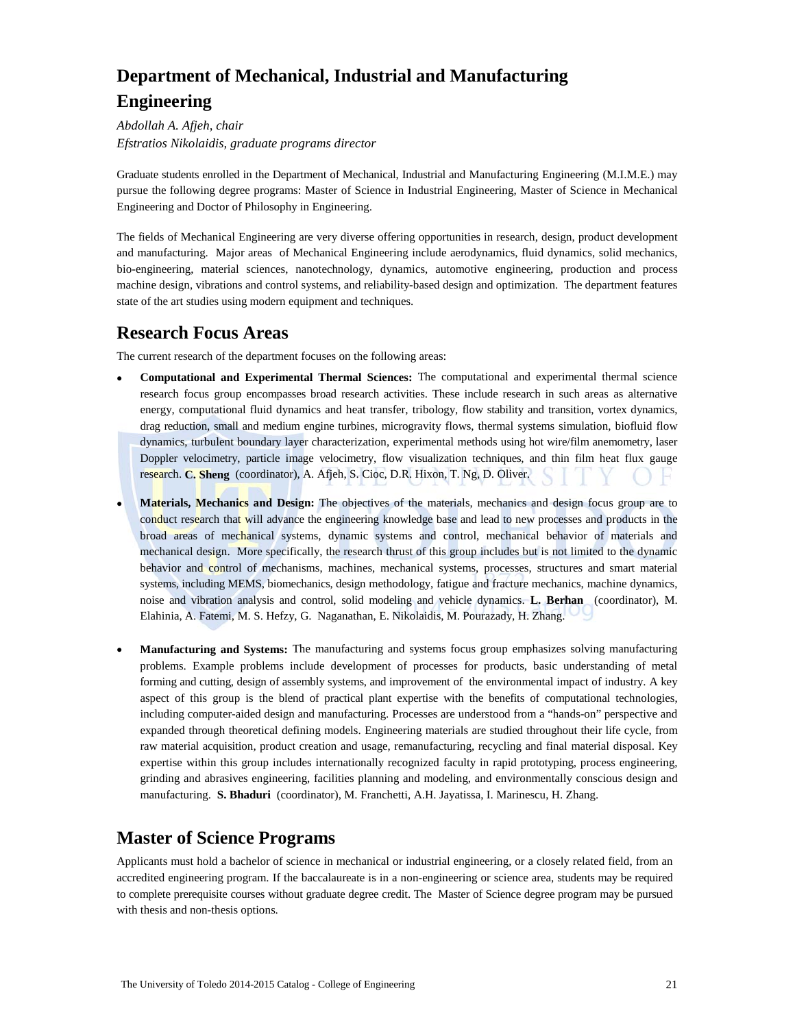# Department of Mechanical, Industrial and Manufacturing Engineering

*Abdollah A. Afjeh, chair*
*Efstratios Nikolaidis, graduate programs director*

Graduate students enrolled in the Department of Mechanical, Industrial and Manufacturing Engineering (M.I.M.E.) may pursue the following degree programs: Master of Science in Industrial Engineering, Master of Science in Mechanical Engineering and Doctor of Philosophy in Engineering.

The fields of Mechanical Engineering are very diverse offering opportunities in research, design, product development and manufacturing. Major areas of Mechanical Engineering include aerodynamics, fluid dynamics, solid mechanics, bio-engineering, material sciences, nanotechnology, dynamics, automotive engineering, production and process machine design, vibrations and control systems, and reliability-based design and optimization. The department features state of the art studies using modern equipment and techniques.

## Research Focus Areas

The current research of the department focuses on the following areas:

- **Computational and Experimental Thermal Sciences:** The computational and experimental thermal science research focus group encompasses broad research activities. These include research in such areas as alternative energy, computational fluid dynamics and heat transfer, tribology, flow stability and transition, vortex dynamics, drag reduction, small and medium engine turbines, microgravity flows, thermal systems simulation, biofluid flow dynamics, turbulent boundary layer characterization, experimental methods using hot wire/film anemometry, laser Doppler velocimetry, particle image velocimetry, flow visualization techniques, and thin film heat flux gauge research. **C. Sheng** (coordinator), A. Afjeh, S. Cioc, D.R. Hixon, T. Ng, D. Oliver.

- **Materials, Mechanics and Design:** The objectives of the materials, mechanics and design focus group are to conduct research that will advance the engineering knowledge base and lead to new processes and products in the broad areas of mechanical systems, dynamic systems and control, mechanical behavior of materials and mechanical design. More specifically, the research thrust of this group includes but is not limited to the dynamic behavior and control of mechanisms, machines, mechanical systems, processes, structures and smart material systems, including MEMS, biomechanics, design methodology, fatigue and fracture mechanics, machine dynamics, noise and vibration analysis and control, solid modeling and vehicle dynamics. **L. Berhan** (coordinator), M. Elahinia, A. Fatemi, M. S. Hefzy, G. Naganathan, E. Nikolaidis, M. Pourazady, H. Zhang.

- **Manufacturing and Systems:** The manufacturing and systems focus group emphasizes solving manufacturing problems. Example problems include development of processes for products, basic understanding of metal forming and cutting, design of assembly systems, and improvement of the environmental impact of industry. A key aspect of this group is the blend of practical plant expertise with the benefits of computational technologies, including computer-aided design and manufacturing. Processes are understood from a "hands-on" perspective and expanded through theoretical defining models. Engineering materials are studied throughout their life cycle, from raw material acquisition, product creation and usage, remanufacturing, recycling and final material disposal. Key expertise within this group includes internationally recognized faculty in rapid prototyping, process engineering, grinding and abrasives engineering, facilities planning and modeling, and environmentally conscious design and manufacturing. **S. Bhaduri** (coordinator), M. Franchetti, A.H. Jayatissa, I. Marinescu, H. Zhang.

## Master of Science Programs

Applicants must hold a bachelor of science in mechanical or industrial engineering, or a closely related field, from an accredited engineering program. If the baccalaureate is in a non-engineering or science area, students may be required to complete prerequisite courses without graduate degree credit. The Master of Science degree program may be pursued with thesis and non-thesis options.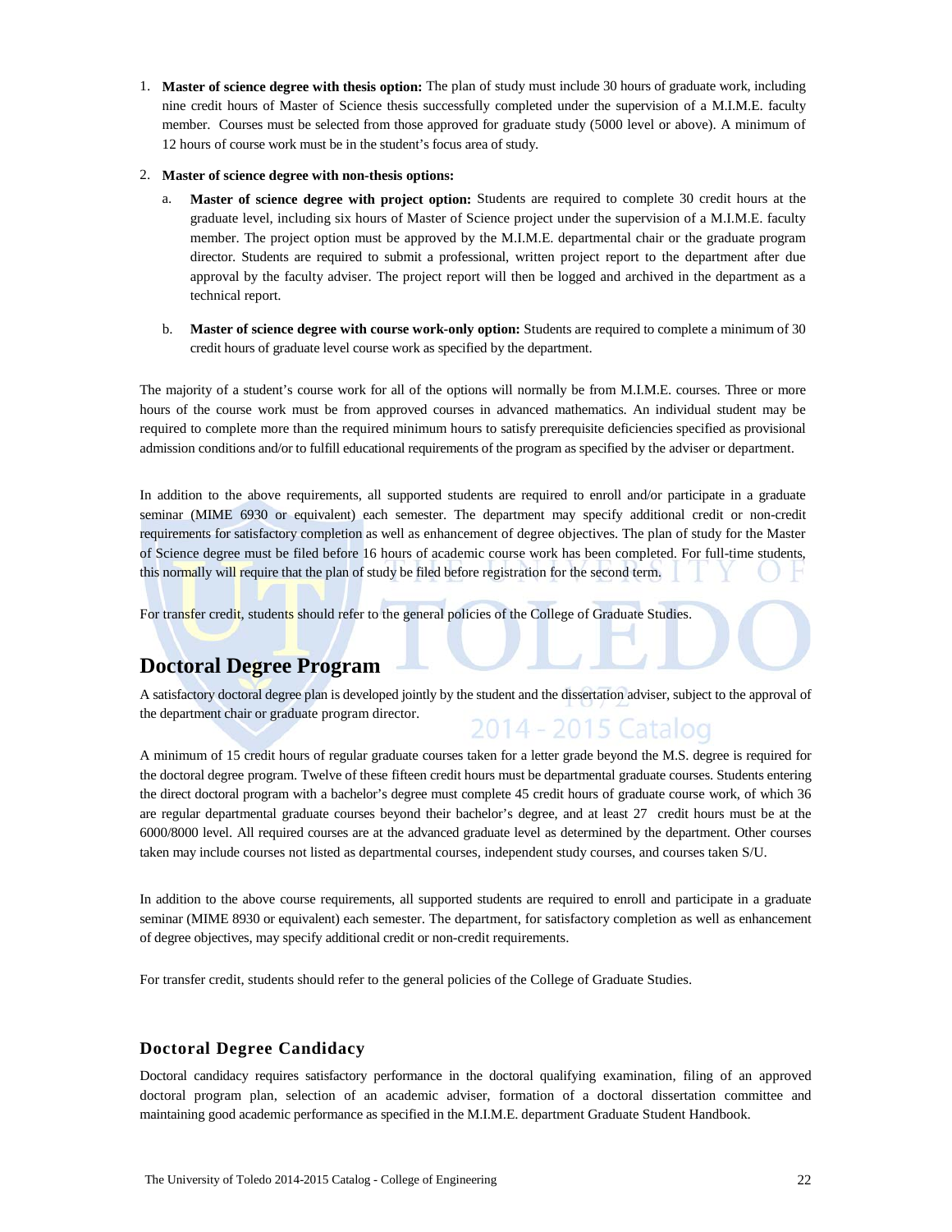1. **Master of science degree with thesis option:** The plan of study must include 30 hours of graduate work, including nine credit hours of Master of Science thesis successfully completed under the supervision of a M.I.M.E. faculty member. Courses must be selected from those approved for graduate study (5000 level or above). A minimum of 12 hours of course work must be in the student's focus area of study.

2. **Master of science degree with non-thesis options:**

   a. **Master of science degree with project option:** Students are required to complete 30 credit hours at the graduate level, including six hours of Master of Science project under the supervision of a M.I.M.E. faculty member. The project option must be approved by the M.I.M.E. departmental chair or the graduate program director. Students are required to submit a professional, written project report to the department after due approval by the faculty adviser. The project report will then be logged and archived in the department as a technical report.

   b. **Master of science degree with course work-only option:** Students are required to complete a minimum of 30 credit hours of graduate level course work as specified by the department.

The majority of a student's course work for all of the options will normally be from M.I.M.E. courses. Three or more hours of the course work must be from approved courses in advanced mathematics. An individual student may be required to complete more than the required minimum hours to satisfy prerequisite deficiencies specified as provisional admission conditions and/or to fulfill educational requirements of the program as specified by the adviser or department.

In addition to the above requirements, all supported students are required to enroll and/or participate in a graduate seminar (MIME 6930 or equivalent) each semester. The department may specify additional credit or non-credit requirements for satisfactory completion as well as enhancement of degree objectives. The plan of study for the Master of Science degree must be filed before 16 hours of academic course work has been completed. For full-time students, this normally will require that the plan of study be filed before registration for the second term.

For transfer credit, students should refer to the general policies of the College of Graduate Studies.

## Doctoral Degree Program

A satisfactory doctoral degree plan is developed jointly by the student and the dissertation adviser, subject to the approval of the department chair or graduate program director.

A minimum of 15 credit hours of regular graduate courses taken for a letter grade beyond the M.S. degree is required for the doctoral degree program. Twelve of these fifteen credit hours must be departmental graduate courses. Students entering the direct doctoral program with a bachelor's degree must complete 45 credit hours of graduate course work, of which 36 are regular departmental graduate courses beyond their bachelor's degree, and at least 27 credit hours must be at the 6000/8000 level. All required courses are at the advanced graduate level as determined by the department. Other courses taken may include courses not listed as departmental courses, independent study courses, and courses taken S/U.

In addition to the above course requirements, all supported students are required to enroll and participate in a graduate seminar (MIME 8930 or equivalent) each semester. The department, for satisfactory completion as well as enhancement of degree objectives, may specify additional credit or non-credit requirements.

For transfer credit, students should refer to the general policies of the College of Graduate Studies.

### Doctoral Degree Candidacy

Doctoral candidacy requires satisfactory performance in the doctoral qualifying examination, filing of an approved doctoral program plan, selection of an academic adviser, formation of a doctoral dissertation committee and maintaining good academic performance as specified in the M.I.M.E. department Graduate Student Handbook.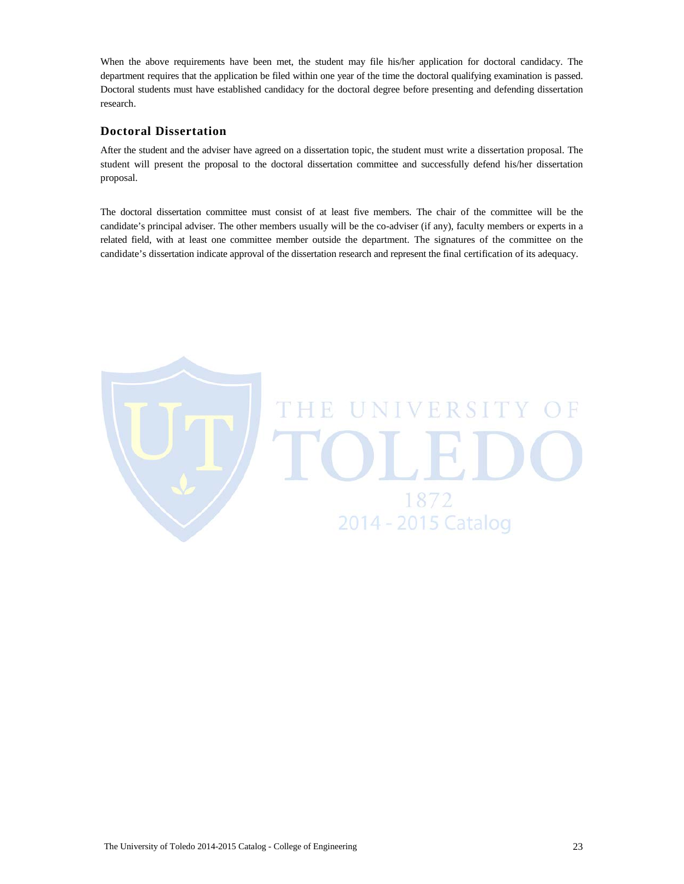When the above requirements have been met, the student may file his/her application for doctoral candidacy. The department requires that the application be filed within one year of the time the doctoral qualifying examination is passed. Doctoral students must have established candidacy for the doctoral degree before presenting and defending dissertation research.

### Doctoral Dissertation

After the student and the adviser have agreed on a dissertation topic, the student must write a dissertation proposal. The student will present the proposal to the doctoral dissertation committee and successfully defend his/her dissertation proposal.

The doctoral dissertation committee must consist of at least five members. The chair of the committee will be the candidate's principal adviser. The other members usually will be the co-adviser (if any), faculty members or experts in a related field, with at least one committee member outside the department. The signatures of the committee on the candidate's dissertation indicate approval of the dissertation research and represent the final certification of its adequacy.